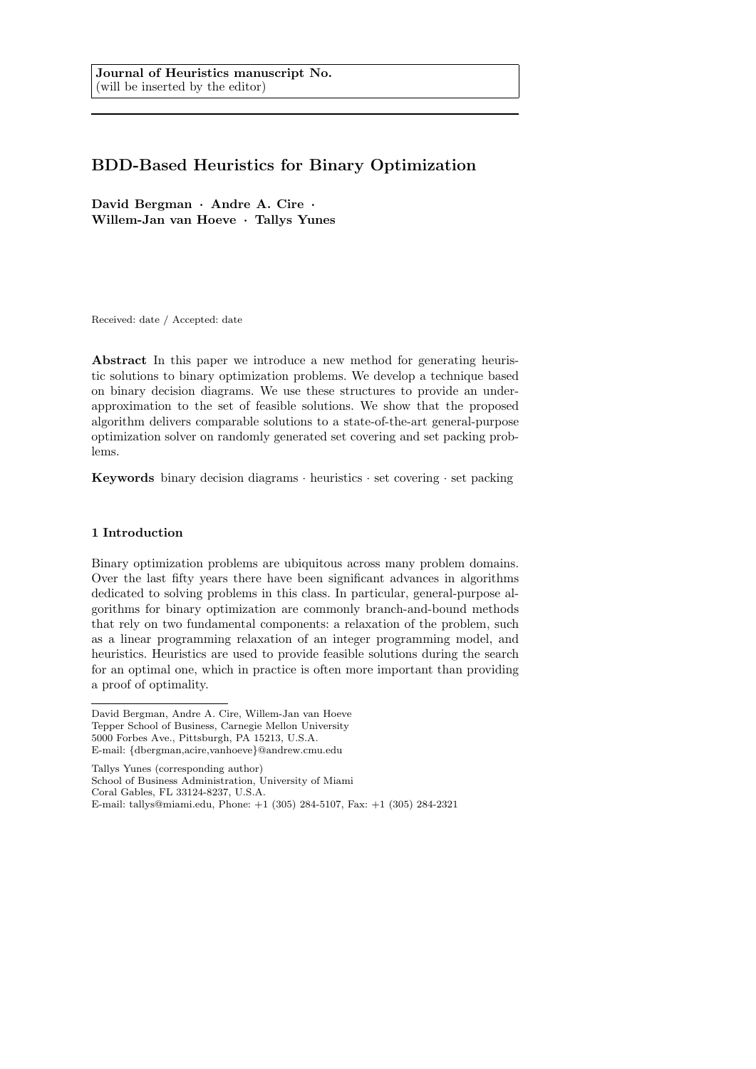**Journal of Heuristics manuscript No.**
(will be inserted by the editor)

# BDD-Based Heuristics for Binary Optimization

**David Bergman · Andre A. Cire · Willem-Jan van Hoeve · Tallys Yunes**

Received: date / Accepted: date

**Abstract** In this paper we introduce a new method for generating heuristic solutions to binary optimization problems. We develop a technique based on binary decision diagrams. We use these structures to provide an under-approximation to the set of feasible solutions. We show that the proposed algorithm delivers comparable solutions to a state-of-the-art general-purpose optimization solver on randomly generated set covering and set packing problems.

**Keywords** binary decision diagrams · heuristics · set covering · set packing

## 1 Introduction

Binary optimization problems are ubiquitous across many problem domains. Over the last fifty years there have been significant advances in algorithms dedicated to solving problems in this class. In particular, general-purpose algorithms for binary optimization are commonly branch-and-bound methods that rely on two fundamental components: a relaxation of the problem, such as a linear programming relaxation of an integer programming model, and heuristics. Heuristics are used to provide feasible solutions during the search for an optimal one, which in practice is often more important than providing a proof of optimality.

---

David Bergman, Andre A. Cire, Willem-Jan van Hoeve
Tepper School of Business, Carnegie Mellon University
5000 Forbes Ave., Pittsburgh, PA 15213, U.S.A.
E-mail: {dbergman,acire,vanhoeve}@andrew.cmu.edu

Tallys Yunes (corresponding author)
School of Business Administration, University of Miami
Coral Gables, FL 33124-8237, U.S.A.
E-mail: tallys@miami.edu, Phone: +1 (305) 284-5107, Fax: +1 (305) 284-2321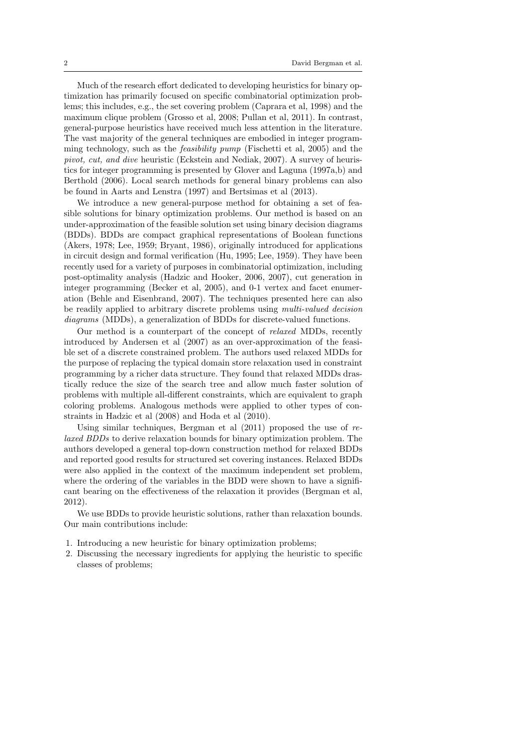Much of the research effort dedicated to developing heuristics for binary optimization has primarily focused on specific combinatorial optimization problems; this includes, e.g., the set covering problem (Caprara et al, 1998) and the maximum clique problem (Grosso et al, 2008; Pullan et al, 2011). In contrast, general-purpose heuristics have received much less attention in the literature. The vast majority of the general techniques are embodied in integer programming technology, such as the *feasibility pump* (Fischetti et al, 2005) and the *pivot, cut, and dive* heuristic (Eckstein and Nediak, 2007). A survey of heuristics for integer programming is presented by Glover and Laguna (1997a,b) and Berthold (2006). Local search methods for general binary problems can also be found in Aarts and Lenstra (1997) and Bertsimas et al (2013).

We introduce a new general-purpose method for obtaining a set of feasible solutions for binary optimization problems. Our method is based on an under-approximation of the feasible solution set using binary decision diagrams (BDDs). BDDs are compact graphical representations of Boolean functions (Akers, 1978; Lee, 1959; Bryant, 1986), originally introduced for applications in circuit design and formal verification (Hu, 1995; Lee, 1959). They have been recently used for a variety of purposes in combinatorial optimization, including post-optimality analysis (Hadzic and Hooker, 2006, 2007), cut generation in integer programming (Becker et al, 2005), and 0-1 vertex and facet enumeration (Behle and Eisenbrand, 2007). The techniques presented here can also be readily applied to arbitrary discrete problems using *multi-valued decision diagrams* (MDDs), a generalization of BDDs for discrete-valued functions.

Our method is a counterpart of the concept of *relaxed* MDDs, recently introduced by Andersen et al (2007) as an over-approximation of the feasible set of a discrete constrained problem. The authors used relaxed MDDs for the purpose of replacing the typical domain store relaxation used in constraint programming by a richer data structure. They found that relaxed MDDs drastically reduce the size of the search tree and allow much faster solution of problems with multiple all-different constraints, which are equivalent to graph coloring problems. Analogous methods were applied to other types of constraints in Hadzic et al (2008) and Hoda et al (2010).

Using similar techniques, Bergman et al (2011) proposed the use of *relaxed BDDs* to derive relaxation bounds for binary optimization problem. The authors developed a general top-down construction method for relaxed BDDs and reported good results for structured set covering instances. Relaxed BDDs were also applied in the context of the maximum independent set problem, where the ordering of the variables in the BDD were shown to have a significant bearing on the effectiveness of the relaxation it provides (Bergman et al, 2012).

We use BDDs to provide heuristic solutions, rather than relaxation bounds. Our main contributions include:

1. Introducing a new heuristic for binary optimization problems;
2. Discussing the necessary ingredients for applying the heuristic to specific classes of problems;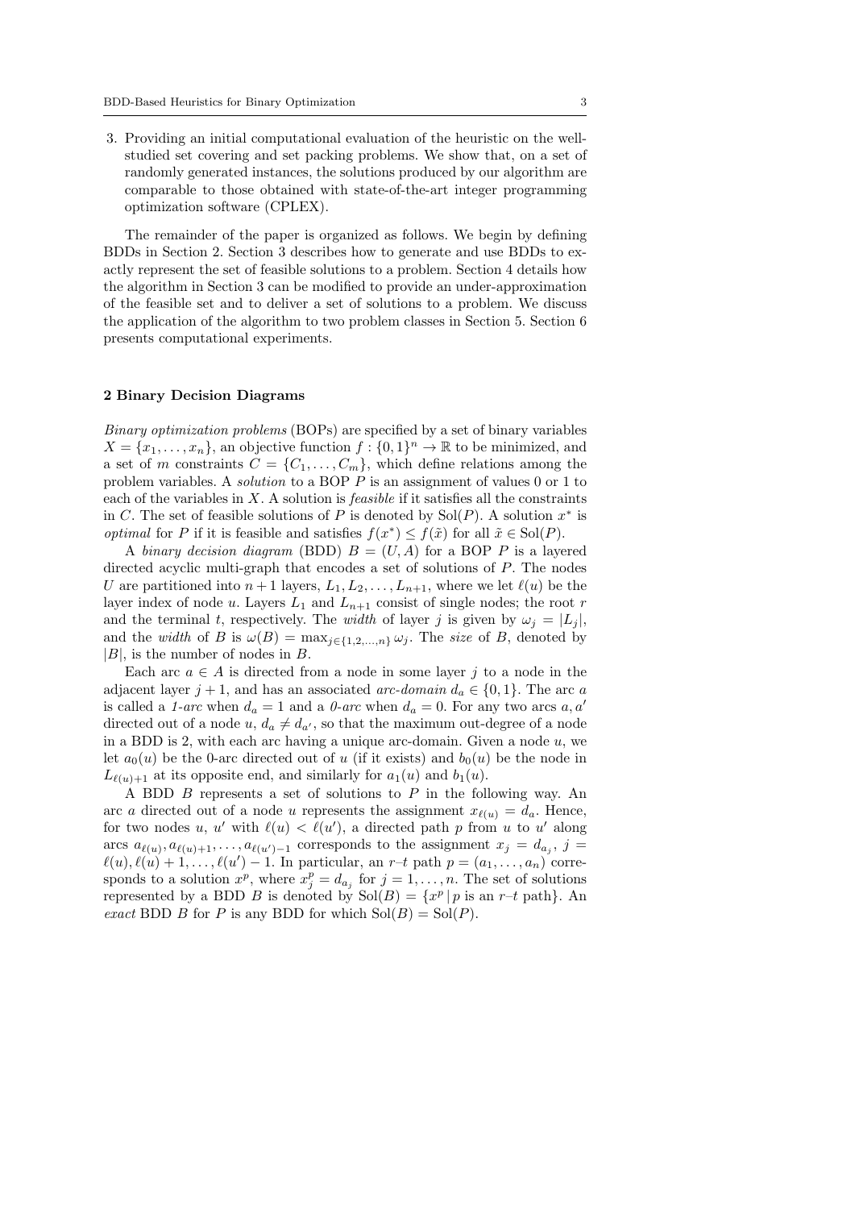3. Providing an initial computational evaluation of the heuristic on the well-studied set covering and set packing problems. We show that, on a set of randomly generated instances, the solutions produced by our algorithm are comparable to those obtained with state-of-the-art integer programming optimization software (CPLEX).

The remainder of the paper is organized as follows. We begin by defining BDDs in Section 2. Section 3 describes how to generate and use BDDs to exactly represent the set of feasible solutions to a problem. Section 4 details how the algorithm in Section 3 can be modified to provide an under-approximation of the feasible set and to deliver a set of solutions to a problem. We discuss the application of the algorithm to two problem classes in Section 5. Section 6 presents computational experiments.

## 2 Binary Decision Diagrams

*Binary optimization problems* (BOPs) are specified by a set of binary variables $X = \{x_1, \ldots, x_n\}$, an objective function $f : \{0,1\}^n \to \mathbb{R}$ to be minimized, and a set of $m$ constraints $C = \{C_1, \ldots, C_m\}$, which define relations among the problem variables. A *solution* to a BOP $P$ is an assignment of values 0 or 1 to each of the variables in $X$. A solution is *feasible* if it satisfies all the constraints in $C$. The set of feasible solutions of $P$ is denoted by $\mathrm{Sol}(P)$. A solution $x^*$ is *optimal* for $P$ if it is feasible and satisfies $f(x^*) \leq f(\tilde{x})$ for all $\tilde{x} \in \mathrm{Sol}(P)$.

A *binary decision diagram* (BDD) $B = (U, A)$ for a BOP $P$ is a layered directed acyclic multi-graph that encodes a set of solutions of $P$. The nodes $U$ are partitioned into $n+1$ layers, $L_1, L_2, \ldots, L_{n+1}$, where we let $\ell(u)$ be the layer index of node $u$. Layers $L_1$ and $L_{n+1}$ consist of single nodes; the root $r$ and the terminal $t$, respectively. The *width* of layer $j$ is given by $\omega_j = |L_j|$, and the *width* of $B$ is $\omega(B) = \max_{j \in \{1,2,\ldots,n\}} \omega_j$. The *size* of $B$, denoted by $|B|$, is the number of nodes in $B$.

Each arc $a \in A$ is directed from a node in some layer $j$ to a node in the adjacent layer $j+1$, and has an associated *arc-domain* $d_a \in \{0,1\}$. The arc $a$ is called a *1-arc* when $d_a = 1$ and a *0-arc* when $d_a = 0$. For any two arcs $a, a'$ directed out of a node $u$, $d_a \neq d_{a'}$, so that the maximum out-degree of a node in a BDD is 2, with each arc having a unique arc-domain. Given a node $u$, we let $a_0(u)$ be the 0-arc directed out of $u$ (if it exists) and $b_0(u)$ be the node in $L_{\ell(u)+1}$ at its opposite end, and similarly for $a_1(u)$ and $b_1(u)$.

A BDD $B$ represents a set of solutions to $P$ in the following way. An arc $a$ directed out of a node $u$ represents the assignment $x_{\ell(u)} = d_a$. Hence, for two nodes $u$, $u'$ with $\ell(u) < \ell(u')$, a directed path $p$ from $u$ to $u'$ along arcs $a_{\ell(u)}, a_{\ell(u)+1}, \ldots, a_{\ell(u')-1}$ corresponds to the assignment $x_j = d_{a_j}$, $j = \ell(u), \ell(u)+1, \ldots, \ell(u')-1$. In particular, an $r$–$t$ path $p = (a_1, \ldots, a_n)$ corresponds to a solution $x^p$, where $x^p_j = d_{a_j}$ for $j = 1, \ldots, n$. The set of solutions represented by a BDD $B$ is denoted by $\mathrm{Sol}(B) = \{x^p \,|\, p \text{ is an } r\text{–}t \text{ path}\}$. An *exact* BDD $B$ for $P$ is any BDD for which $\mathrm{Sol}(B) = \mathrm{Sol}(P)$.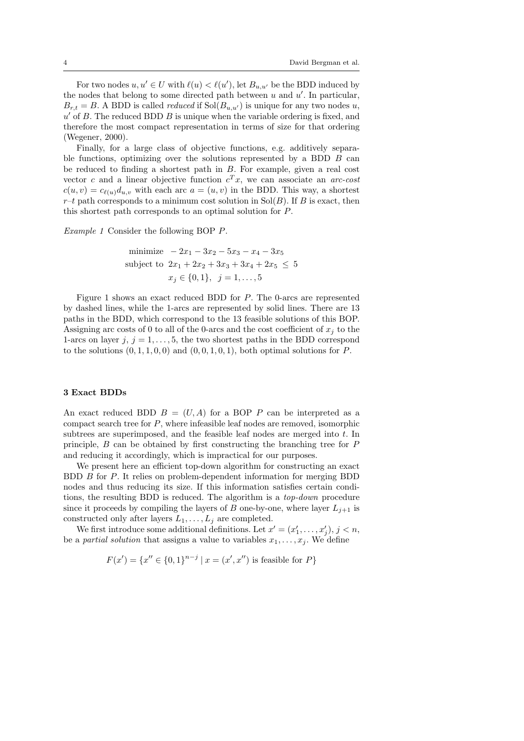For two nodes $u, u' \in U$ with $\ell(u) < \ell(u')$, let $B_{u,u'}$ be the BDD induced by the nodes that belong to some directed path between $u$ and $u'$. In particular, $B_{r,t} = B$. A BDD is called *reduced* if $\mathrm{Sol}(B_{u,u'})$ is unique for any two nodes $u$, $u'$ of $B$. The reduced BDD $B$ is unique when the variable ordering is fixed, and therefore the most compact representation in terms of size for that ordering (Wegener, 2000).

Finally, for a large class of objective functions, e.g. additively separable functions, optimizing over the solutions represented by a BDD $B$ can be reduced to finding a shortest path in $B$. For example, given a real cost vector $c$ and a linear objective function $c^T x$, we can associate an *arc-cost* $c(u, v) = c_{\ell(u)} d_{u,v}$ with each arc $a = (u, v)$ in the BDD. This way, a shortest $r$–$t$ path corresponds to a minimum cost solution in $\mathrm{Sol}(B)$. If $B$ is exact, then this shortest path corresponds to an optimal solution for $P$.

*Example 1* Consider the following BOP $P$.

$$
\begin{aligned}
\text{minimize} \quad & -2x_1 - 3x_2 - 5x_3 - x_4 - 3x_5 \\
\text{subject to} \quad & 2x_1 + 2x_2 + 3x_3 + 3x_4 + 2x_5 \leq 5 \\
& x_j \in \{0, 1\}, \quad j = 1, \ldots, 5
\end{aligned}
$$

Figure 1 shows an exact reduced BDD for $P$. The 0-arcs are represented by dashed lines, while the 1-arcs are represented by solid lines. There are 13 paths in the BDD, which correspond to the 13 feasible solutions of this BOP. Assigning arc costs of 0 to all of the 0-arcs and the cost coefficient of $x_j$ to the 1-arcs on layer $j$, $j = 1, \ldots, 5$, the two shortest paths in the BDD correspond to the solutions $(0, 1, 1, 0, 0)$ and $(0, 0, 1, 0, 1)$, both optimal solutions for $P$.

## 3 Exact BDDs

An exact reduced BDD $B = (U, A)$ for a BOP $P$ can be interpreted as a compact search tree for $P$, where infeasible leaf nodes are removed, isomorphic subtrees are superimposed, and the feasible leaf nodes are merged into $t$. In principle, $B$ can be obtained by first constructing the branching tree for $P$ and reducing it accordingly, which is impractical for our purposes.

We present here an efficient top-down algorithm for constructing an exact BDD $B$ for $P$. It relies on problem-dependent information for merging BDD nodes and thus reducing its size. If this information satisfies certain conditions, the resulting BDD is reduced. The algorithm is a *top-down* procedure since it proceeds by compiling the layers of $B$ one-by-one, where layer $L_{j+1}$ is constructed only after layers $L_1, \ldots, L_j$ are completed.

We first introduce some additional definitions. Let $x' = (x'_1, \ldots, x'_j)$, $j < n$, be a *partial solution* that assigns a value to variables $x_1, \ldots, x_j$. We define

$$
F(x') = \{x'' \in \{0, 1\}^{n-j} \mid x = (x', x'') \text{ is feasible for } P\}
$$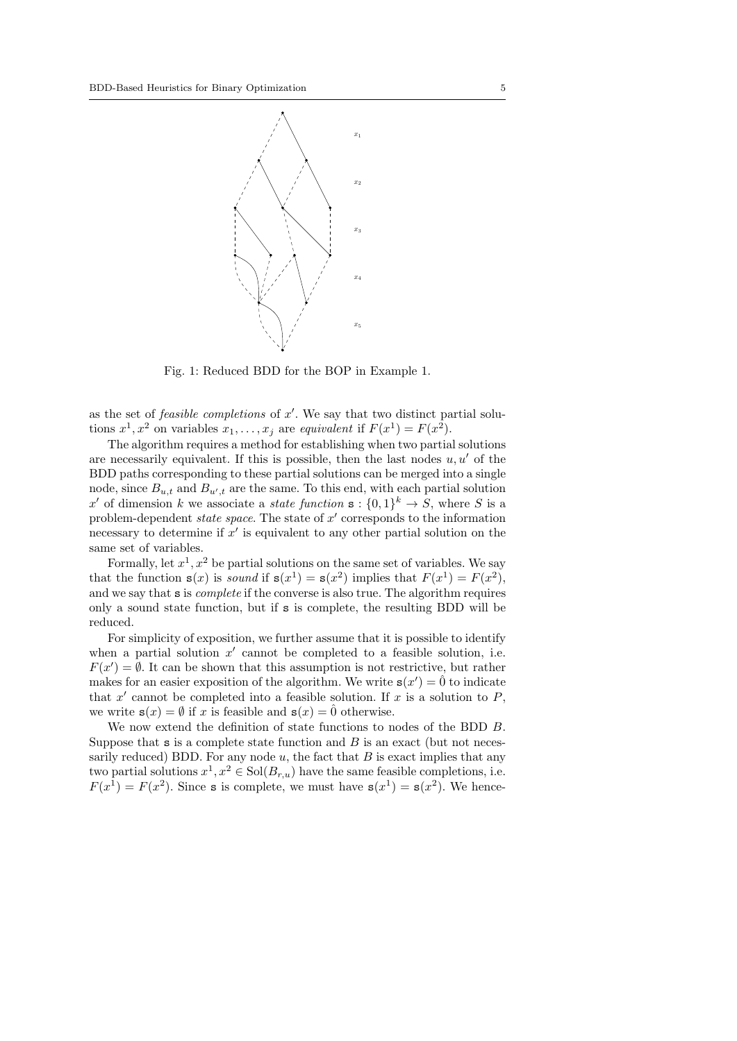Fig. 1: Reduced BDD for the BOP in Example 1.

as the set of *feasible completions* of $x'$. We say that two distinct partial solutions $x^1, x^2$ on variables $x_1, \ldots, x_j$ are *equivalent* if $F(x^1) = F(x^2)$.

The algorithm requires a method for establishing when two partial solutions are necessarily equivalent. If this is possible, then the last nodes $u, u'$ of the BDD paths corresponding to these partial solutions can be merged into a single node, since $B_{u,t}$ and $B_{u',t}$ are the same. To this end, with each partial solution $x'$ of dimension $k$ we associate a *state function* $\mathtt{s} : \{0,1\}^k \to S$, where $S$ is a problem-dependent *state space*. The state of $x'$ corresponds to the information necessary to determine if $x'$ is equivalent to any other partial solution on the same set of variables.

Formally, let $x^1, x^2$ be partial solutions on the same set of variables. We say that the function $\mathtt{s}(x)$ is *sound* if $\mathtt{s}(x^1) = \mathtt{s}(x^2)$ implies that $F(x^1) = F(x^2)$, and we say that $\mathtt{s}$ is *complete* if the converse is also true. The algorithm requires only a sound state function, but if $\mathtt{s}$ is complete, the resulting BDD will be reduced.

For simplicity of exposition, we further assume that it is possible to identify when a partial solution $x'$ cannot be completed to a feasible solution, i.e. $F(x') = \emptyset$. It can be shown that this assumption is not restrictive, but rather makes for an easier exposition of the algorithm. We write $\mathtt{s}(x') = \hat{0}$ to indicate that $x'$ cannot be completed into a feasible solution. If $x$ is a solution to $P$, we write $\mathtt{s}(x) = \emptyset$ if $x$ is feasible and $\mathtt{s}(x) = \hat{0}$ otherwise.

We now extend the definition of state functions to nodes of the BDD $B$. Suppose that $\mathtt{s}$ is a complete state function and $B$ is an exact (but not necessarily reduced) BDD. For any node $u$, the fact that $B$ is exact implies that any two partial solutions $x^1, x^2 \in \mathrm{Sol}(B_{r,u})$ have the same feasible completions, i.e. $F(x^1) = F(x^2)$. Since $\mathtt{s}$ is complete, we must have $\mathtt{s}(x^1) = \mathtt{s}(x^2)$. We hence-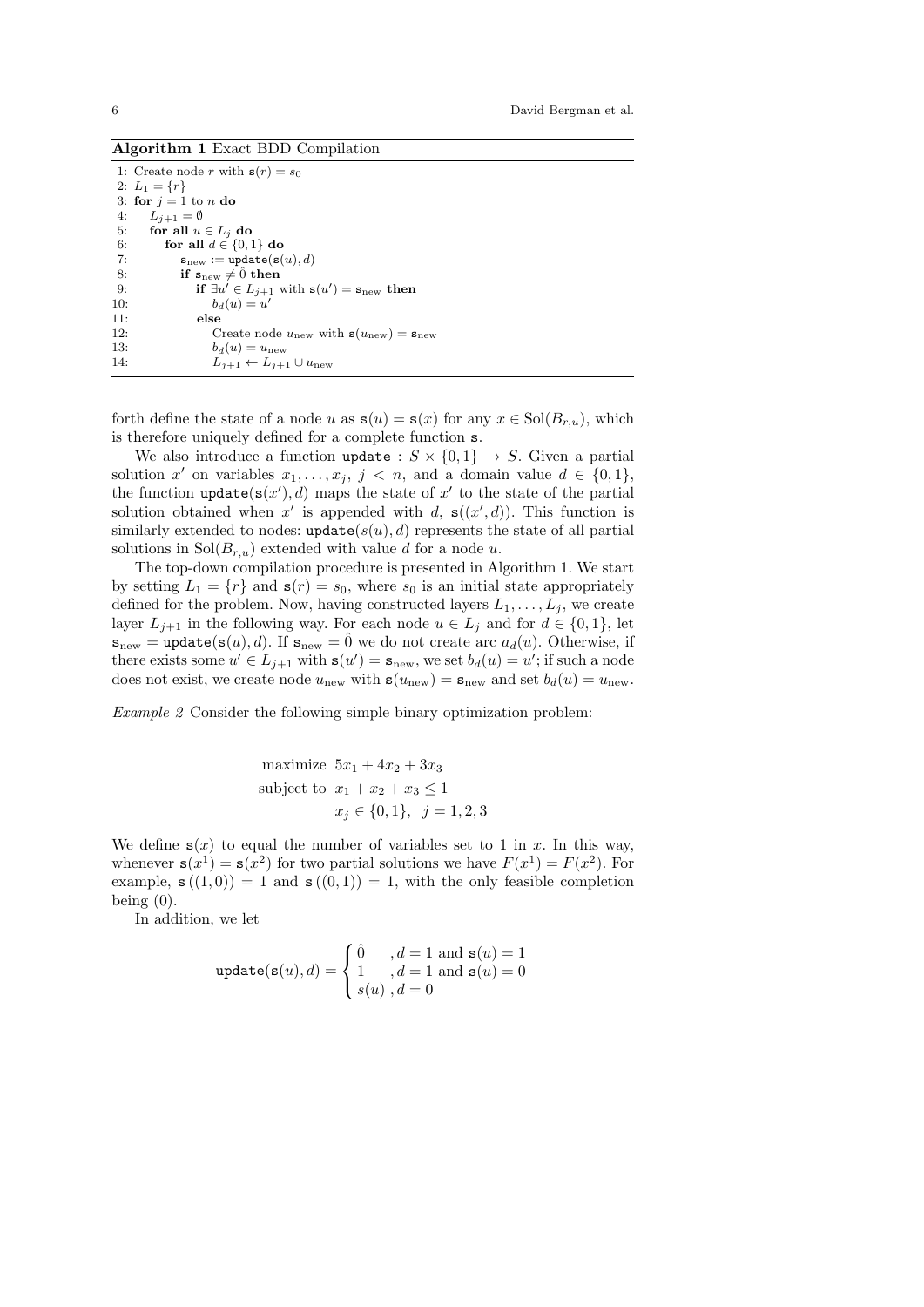**Algorithm 1** Exact BDD Compilation

```
1: Create node r with s(r) = s_0
2: L_1 = {r}
3: for j = 1 to n do
4:    L_{j+1} = ∅
5:    for all u ∈ L_j do
6:       for all d ∈ {0,1} do
7:          s_new := update(s(u), d)
8:          if s_new ≠ 0̂ then
9:             if ∃u' ∈ L_{j+1} with s(u') = s_new then
10:               b_d(u) = u'
11:            else
12:               Create node u_new with s(u_new) = s_new
13:               b_d(u) = u_new
14:               L_{j+1} ← L_{j+1} ∪ u_new
```

forth define the state of a node $u$ as $\mathtt{s}(u) = \mathtt{s}(x)$ for any $x \in \mathrm{Sol}(B_{r,u})$, which is therefore uniquely defined for a complete function $\mathtt{s}$.

We also introduce a function $\mathtt{update} : S \times \{0,1\} \rightarrow S$. Given a partial solution $x'$ on variables $x_1, \ldots, x_j$, $j < n$, and a domain value $d \in \{0,1\}$, the function $\mathtt{update}(\mathtt{s}(x'), d)$ maps the state of $x'$ to the state of the partial solution obtained when $x'$ is appended with $d$, $\mathtt{s}((x', d))$. This function is similarly extended to nodes: $\mathtt{update}(s(u), d)$ represents the state of all partial solutions in $\mathrm{Sol}(B_{r,u})$ extended with value $d$ for a node $u$.

The top-down compilation procedure is presented in Algorithm 1. We start by setting $L_1 = \{r\}$ and $\mathtt{s}(r) = s_0$, where $s_0$ is an initial state appropriately defined for the problem. Now, having constructed layers $L_1, \ldots, L_j$, we create layer $L_{j+1}$ in the following way. For each node $u \in L_j$ and for $d \in \{0,1\}$, let $\mathtt{s}_{\mathrm{new}} = \mathtt{update}(\mathtt{s}(u), d)$. If $\mathtt{s}_{\mathrm{new}} = \hat{0}$ we do not create arc $a_d(u)$. Otherwise, if there exists some $u' \in L_{j+1}$ with $\mathtt{s}(u') = \mathtt{s}_{\mathrm{new}}$, we set $b_d(u) = u'$; if such a node does not exist, we create node $u_{\mathrm{new}}$ with $\mathtt{s}(u_{\mathrm{new}}) = \mathtt{s}_{\mathrm{new}}$ and set $b_d(u) = u_{\mathrm{new}}$.

*Example 2* Consider the following simple binary optimization problem:

$$
\begin{aligned}
\text{maximize } & 5x_1 + 4x_2 + 3x_3 \\
\text{subject to } & x_1 + x_2 + x_3 \leq 1 \\
& x_j \in \{0,1\}, \quad j = 1, 2, 3
\end{aligned}
$$

We define $\mathtt{s}(x)$ to equal the number of variables set to 1 in $x$. In this way, whenever $\mathtt{s}(x^1) = \mathtt{s}(x^2)$ for two partial solutions we have $F(x^1) = F(x^2)$. For example, $\mathtt{s}((1,0)) = 1$ and $\mathtt{s}((0,1)) = 1$, with the only feasible completion being $(0)$.

In addition, we let

$$
\mathtt{update}(\mathtt{s}(u), d) = \begin{cases} \hat{0} & , d = 1 \text{ and } \mathtt{s}(u) = 1 \\ 1 & , d = 1 \text{ and } \mathtt{s}(u) = 0 \\ s(u) & , d = 0 \end{cases}
$$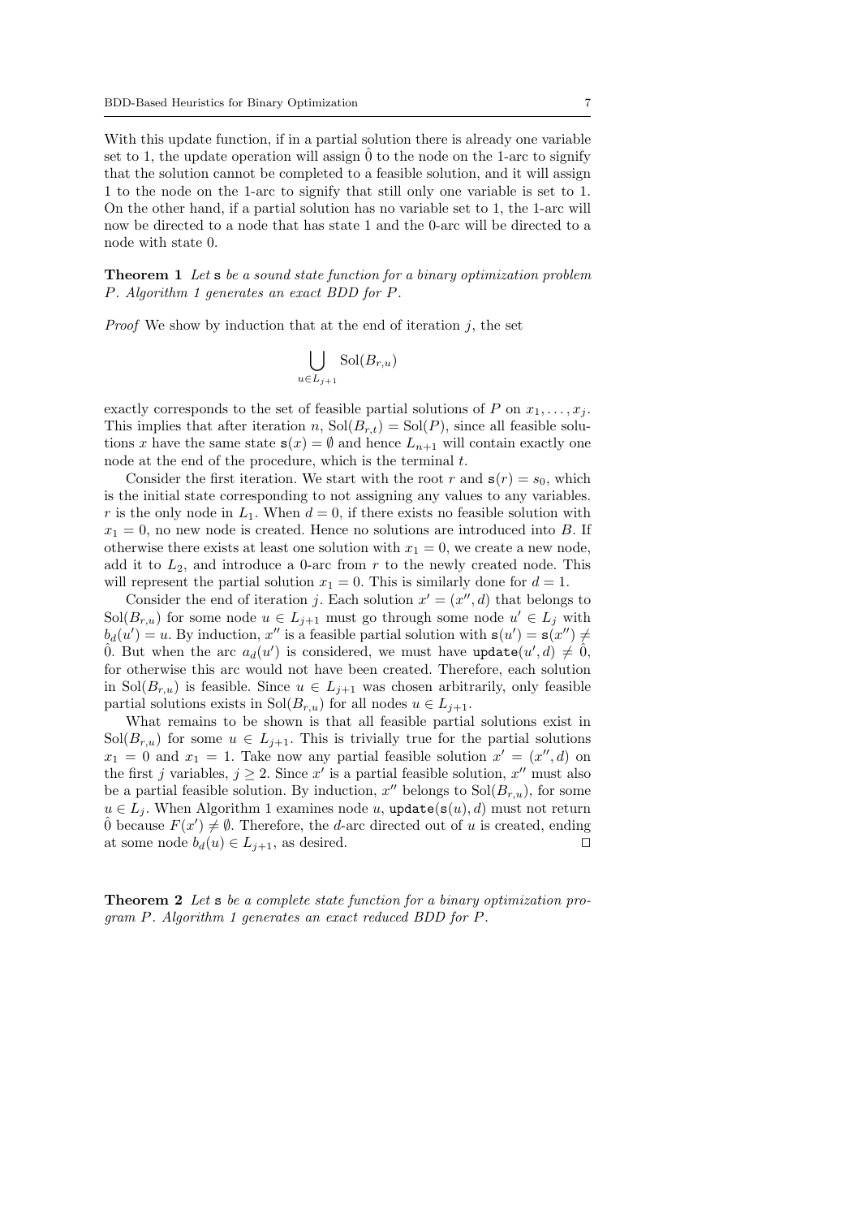With this update function, if in a partial solution there is already one variable set to 1, the update operation will assign $\hat{0}$ to the node on the 1-arc to signify that the solution cannot be completed to a feasible solution, and it will assign 1 to the node on the 1-arc to signify that still only one variable is set to 1. On the other hand, if a partial solution has no variable set to 1, the 1-arc will now be directed to a node that has state 1 and the 0-arc will be directed to a node with state 0.

**Theorem 1** *Let* $\mathtt{s}$ *be a sound state function for a binary optimization problem* $P$*. Algorithm 1 generates an exact BDD for* $P$*.*

*Proof* We show by induction that at the end of iteration $j$, the set

$$\bigcup_{u \in L_{j+1}} \mathrm{Sol}(B_{r,u})$$

exactly corresponds to the set of feasible partial solutions of $P$ on $x_1, \ldots, x_j$. This implies that after iteration $n$, $\mathrm{Sol}(B_{r,t}) = \mathrm{Sol}(P)$, since all feasible solutions $x$ have the same state $\mathtt{s}(x) = \emptyset$ and hence $L_{n+1}$ will contain exactly one node at the end of the procedure, which is the terminal $t$.

Consider the first iteration. We start with the root $r$ and $\mathtt{s}(r) = s_0$, which is the initial state corresponding to not assigning any values to any variables. $r$ is the only node in $L_1$. When $d = 0$, if there exists no feasible solution with $x_1 = 0$, no new node is created. Hence no solutions are introduced into $B$. If otherwise there exists at least one solution with $x_1 = 0$, we create a new node, add it to $L_2$, and introduce a 0-arc from $r$ to the newly created node. This will represent the partial solution $x_1 = 0$. This is similarly done for $d = 1$.

Consider the end of iteration $j$. Each solution $x' = (x'', d)$ that belongs to $\mathrm{Sol}(B_{r,u})$ for some node $u \in L_{j+1}$ must go through some node $u' \in L_j$ with $b_d(u') = u$. By induction, $x''$ is a feasible partial solution with $\mathtt{s}(u') = \mathtt{s}(x'') \neq \hat{0}$. But when the arc $a_d(u')$ is considered, we must have $\mathtt{update}(u', d) \neq \hat{0}$, for otherwise this arc would not have been created. Therefore, each solution in $\mathrm{Sol}(B_{r,u})$ is feasible. Since $u \in L_{j+1}$ was chosen arbitrarily, only feasible partial solutions exists in $\mathrm{Sol}(B_{r,u})$ for all nodes $u \in L_{j+1}$.

What remains to be shown is that all feasible partial solutions exist in $\mathrm{Sol}(B_{r,u})$ for some $u \in L_{j+1}$. This is trivially true for the partial solutions $x_1 = 0$ and $x_1 = 1$. Take now any partial feasible solution $x' = (x'', d)$ on the first $j$ variables, $j \geq 2$. Since $x'$ is a partial feasible solution, $x''$ must also be a partial feasible solution. By induction, $x''$ belongs to $\mathrm{Sol}(B_{r,u})$, for some $u \in L_j$. When Algorithm 1 examines node $u$, $\mathtt{update}(\mathtt{s}(u), d)$ must not return $\hat{0}$ because $F(x') \neq \emptyset$. Therefore, the $d$-arc directed out of $u$ is created, ending at some node $b_d(u) \in L_{j+1}$, as desired. $\square$

**Theorem 2** *Let* $\mathtt{s}$ *be a complete state function for a binary optimization program* $P$*. Algorithm 1 generates an exact reduced BDD for* $P$*.*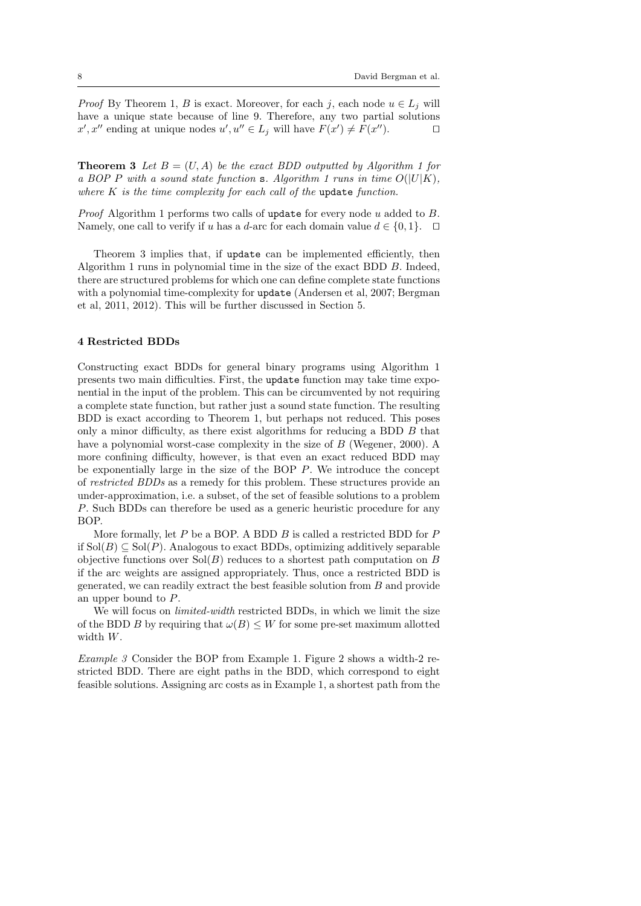*Proof* By Theorem 1, $B$ is exact. Moreover, for each $j$, each node $u \in L_j$ will have a unique state because of line 9. Therefore, any two partial solutions $x', x''$ ending at unique nodes $u', u'' \in L_j$ will have $F(x') \neq F(x'')$. $\square$

**Theorem 3** *Let $B = (U, A)$ be the exact BDD outputted by Algorithm 1 for a BOP $P$ with a sound state function* `s`*. Algorithm 1 runs in time $O(|U|K)$, where $K$ is the time complexity for each call of the* `update` *function.*

*Proof* Algorithm 1 performs two calls of `update` for every node $u$ added to $B$. Namely, one call to verify if $u$ has a $d$-arc for each domain value $d \in \{0, 1\}$. $\square$

Theorem 3 implies that, if `update` can be implemented efficiently, then Algorithm 1 runs in polynomial time in the size of the exact BDD $B$. Indeed, there are structured problems for which one can define complete state functions with a polynomial time-complexity for `update` (Andersen et al, 2007; Bergman et al, 2011, 2012). This will be further discussed in Section 5.

## 4 Restricted BDDs

Constructing exact BDDs for general binary programs using Algorithm 1 presents two main difficulties. First, the `update` function may take time exponential in the input of the problem. This can be circumvented by not requiring a complete state function, but rather just a sound state function. The resulting BDD is exact according to Theorem 1, but perhaps not reduced. This poses only a minor difficulty, as there exist algorithms for reducing a BDD $B$ that have a polynomial worst-case complexity in the size of $B$ (Wegener, 2000). A more confining difficulty, however, is that even an exact reduced BDD may be exponentially large in the size of the BOP $P$. We introduce the concept of *restricted BDDs* as a remedy for this problem. These structures provide an under-approximation, i.e. a subset, of the set of feasible solutions to a problem $P$. Such BDDs can therefore be used as a generic heuristic procedure for any BOP.

More formally, let $P$ be a BOP. A BDD $B$ is called a restricted BDD for $P$ if $\text{Sol}(B) \subseteq \text{Sol}(P)$. Analogous to exact BDDs, optimizing additively separable objective functions over $\text{Sol}(B)$ reduces to a shortest path computation on $B$ if the arc weights are assigned appropriately. Thus, once a restricted BDD is generated, we can readily extract the best feasible solution from $B$ and provide an upper bound to $P$.

We will focus on *limited-width* restricted BDDs, in which we limit the size of the BDD $B$ by requiring that $\omega(B) \leq W$ for some pre-set maximum allotted width $W$.

*Example 3* Consider the BOP from Example 1. Figure 2 shows a width-2 restricted BDD. There are eight paths in the BDD, which correspond to eight feasible solutions. Assigning arc costs as in Example 1, a shortest path from the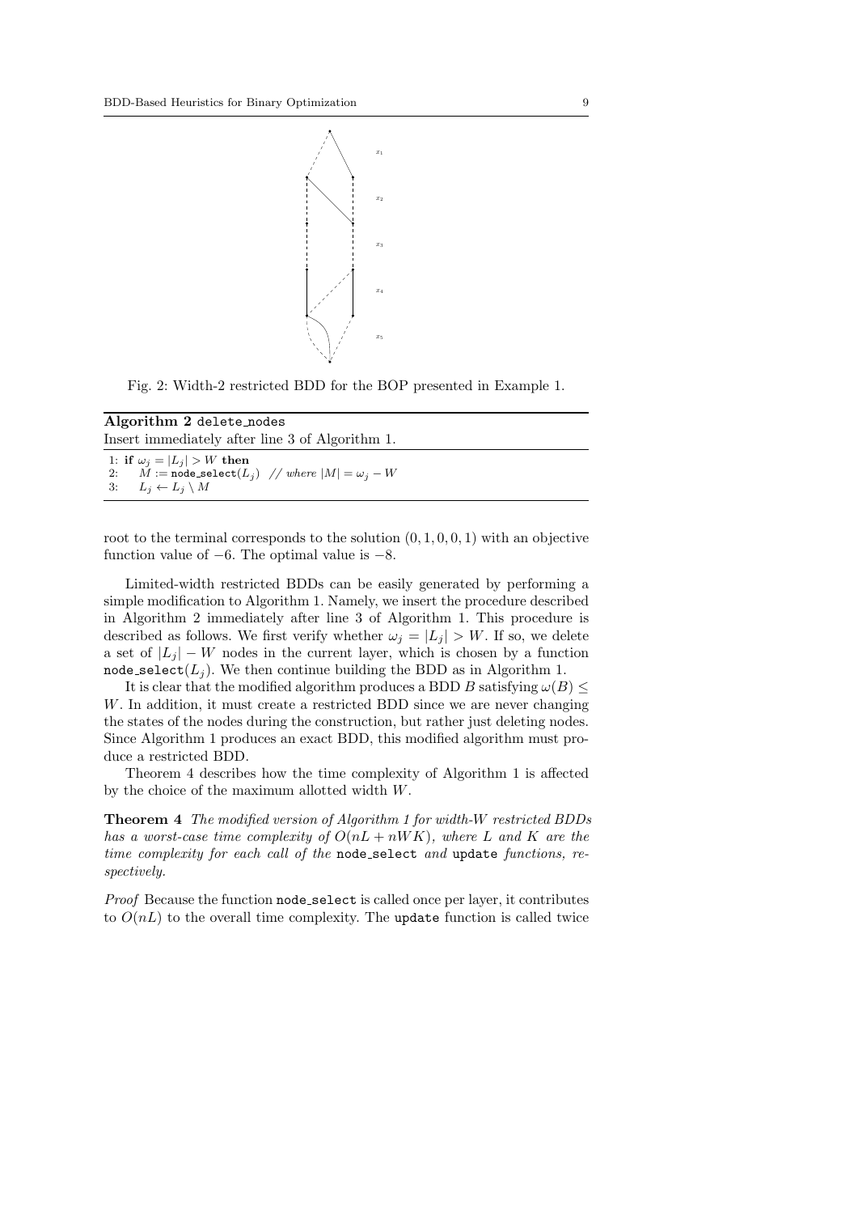Fig. 2: Width-2 restricted BDD for the BOP presented in Example 1.

**Algorithm 2** `delete_nodes`

Insert immediately after line 3 of Algorithm 1.

```
1: if ω_j = |L_j| > W then
2:     M := node_select(L_j)  // where |M| = ω_j − W
3:     L_j ← L_j \ M
```

root to the terminal corresponds to the solution $(0, 1, 0, 0, 1)$ with an objective function value of $-6$. The optimal value is $-8$.

Limited-width restricted BDDs can be easily generated by performing a simple modification to Algorithm 1. Namely, we insert the procedure described in Algorithm 2 immediately after line 3 of Algorithm 1. This procedure is described as follows. We first verify whether $\omega_j = |L_j| > W$. If so, we delete a set of $|L_j| - W$ nodes in the current layer, which is chosen by a function `node_select`$(L_j)$. We then continue building the BDD as in Algorithm 1.

It is clear that the modified algorithm produces a BDD $B$ satisfying $\omega(B) \leq W$. In addition, it must create a restricted BDD since we are never changing the states of the nodes during the construction, but rather just deleting nodes. Since Algorithm 1 produces an exact BDD, this modified algorithm must produce a restricted BDD.

Theorem 4 describes how the time complexity of Algorithm 1 is affected by the choice of the maximum allotted width $W$.

**Theorem 4** *The modified version of Algorithm 1 for width-$W$ restricted BDDs has a worst-case time complexity of $O(nL + nWK)$, where $L$ and $K$ are the time complexity for each call of the* `node_select` *and* `update` *functions, respectively.*

*Proof* Because the function `node_select` is called once per layer, it contributes to $O(nL)$ to the overall time complexity. The `update` function is called twice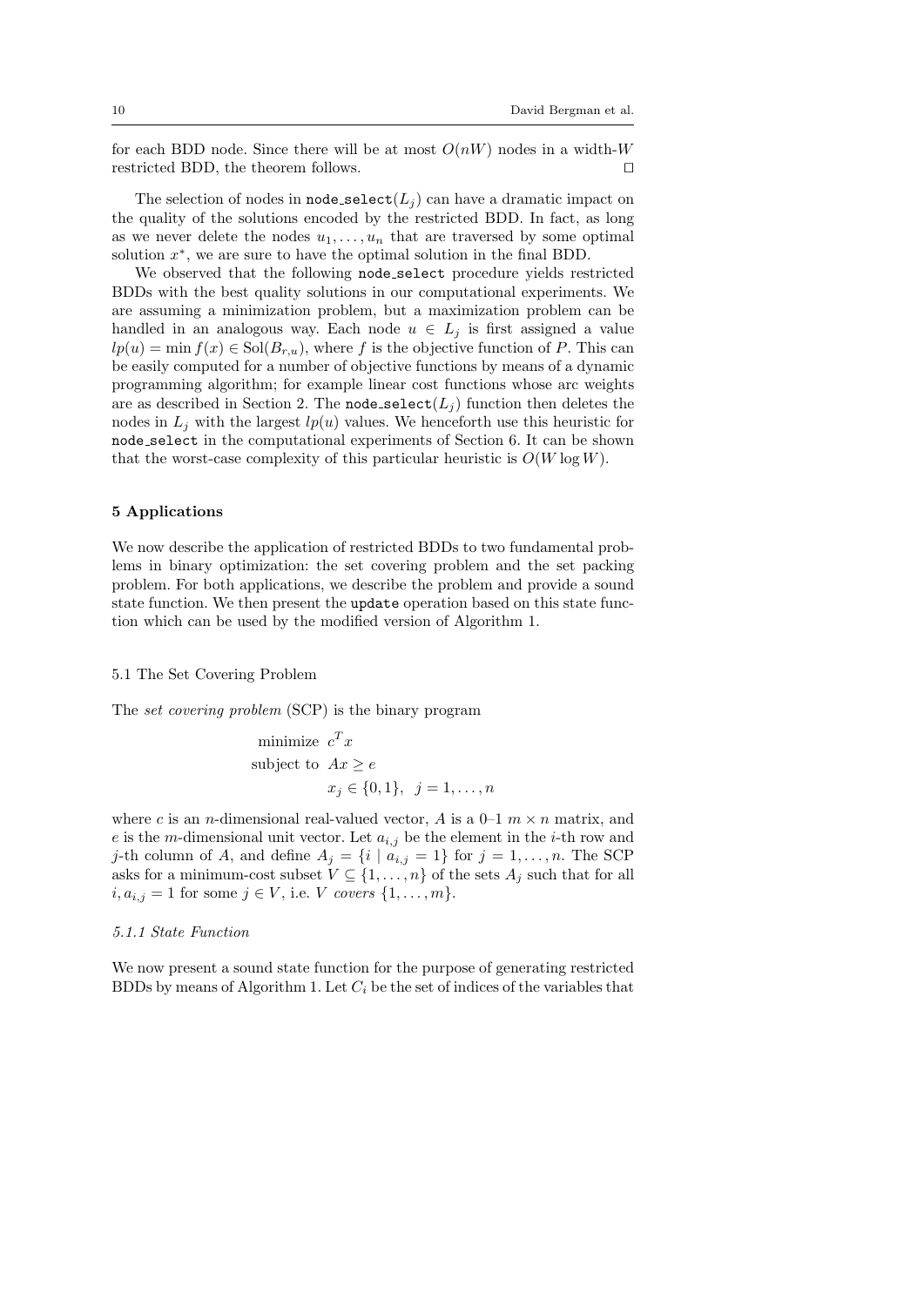for each BDD node. Since there will be at most $O(nW)$ nodes in a width-$W$ restricted BDD, the theorem follows. □

The selection of nodes in `node_select`($L_j$) can have a dramatic impact on the quality of the solutions encoded by the restricted BDD. In fact, as long as we never delete the nodes $u_1, \ldots, u_n$ that are traversed by some optimal solution $x^*$, we are sure to have the optimal solution in the final BDD.

We observed that the following `node_select` procedure yields restricted BDDs with the best quality solutions in our computational experiments. We are assuming a minimization problem, but a maximization problem can be handled in an analogous way. Each node $u \in L_j$ is first assigned a value $lp(u) = \min f(x) \in \text{Sol}(B_{r,u})$, where $f$ is the objective function of $P$. This can be easily computed for a number of objective functions by means of a dynamic programming algorithm; for example linear cost functions whose arc weights are as described in Section 2. The `node_select`($L_j$) function then deletes the nodes in $L_j$ with the largest $lp(u)$ values. We henceforth use this heuristic for `node_select` in the computational experiments of Section 6. It can be shown that the worst-case complexity of this particular heuristic is $O(W \log W)$.

## 5 Applications

We now describe the application of restricted BDDs to two fundamental problems in binary optimization: the set covering problem and the set packing problem. For both applications, we describe the problem and provide a sound state function. We then present the `update` operation based on this state function which can be used by the modified version of Algorithm 1.

### 5.1 The Set Covering Problem

The *set covering problem* (SCP) is the binary program

$$
\begin{aligned}
\text{minimize } & c^T x \\
\text{subject to } & Ax \geq e \\
& x_j \in \{0, 1\}, \;\; j = 1, \ldots, n
\end{aligned}
$$

where $c$ is an $n$-dimensional real-valued vector, $A$ is a 0–1 $m \times n$ matrix, and $e$ is the $m$-dimensional unit vector. Let $a_{i,j}$ be the element in the $i$-th row and $j$-th column of $A$, and define $A_j = \{i \mid a_{i,j} = 1\}$ for $j = 1, \ldots, n$. The SCP asks for a minimum-cost subset $V \subseteq \{1, \ldots, n\}$ of the sets $A_j$ such that for all $i, a_{i,j} = 1$ for some $j \in V$, i.e. $V$ *covers* $\{1, \ldots, m\}$.

#### 5.1.1 State Function

We now present a sound state function for the purpose of generating restricted BDDs by means of Algorithm 1. Let $C_i$ be the set of indices of the variables that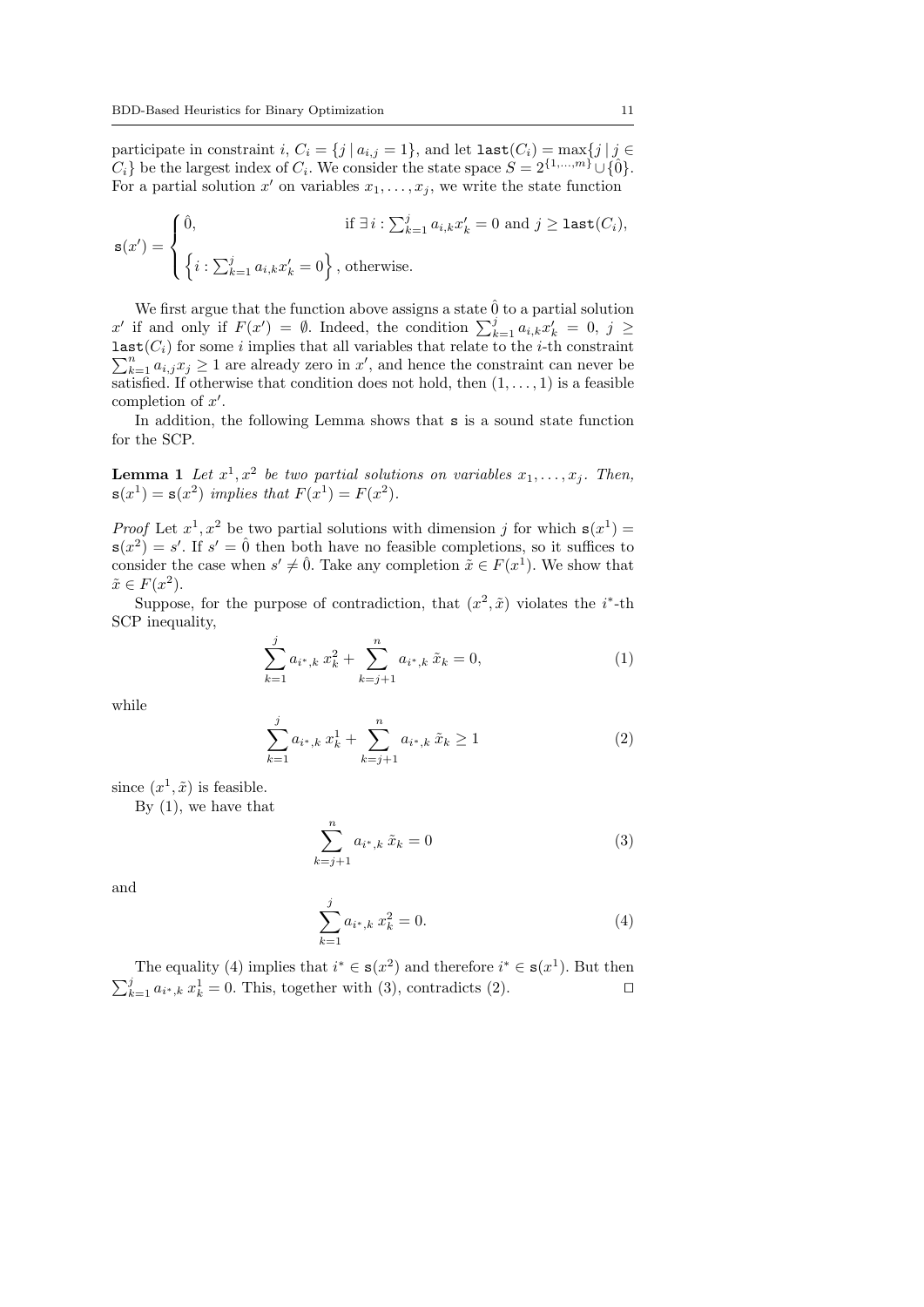participate in constraint $i$, $C_i = \{j \mid a_{i,j} = 1\}$, and let $\mathtt{last}(C_i) = \max\{j \mid j \in C_i\}$ be the largest index of $C_i$. We consider the state space $S = 2^{\{1,\ldots,m\}} \cup \{\hat{0}\}$. For a partial solution $x'$ on variables $x_1, \ldots, x_j$, we write the state function

$$
\mathtt{s}(x') = \begin{cases} \hat{0}, & \text{if } \exists\, i : \sum_{k=1}^{j} a_{i,k} x'_k = 0 \text{ and } j \geq \mathtt{last}(C_i), \\ \left\{ i : \sum_{k=1}^{j} a_{i,k} x'_k = 0 \right\}, & \text{otherwise.} \end{cases}
$$

We first argue that the function above assigns a state $\hat{0}$ to a partial solution $x'$ if and only if $F(x') = \emptyset$. Indeed, the condition $\sum_{k=1}^{j} a_{i,k} x'_k = 0$, $j \geq \mathtt{last}(C_i)$ for some $i$ implies that all variables that relate to the $i$-th constraint $\sum_{k=1}^{n} a_{i,j} x_j \geq 1$ are already zero in $x'$, and hence the constraint can never be satisfied. If otherwise that condition does not hold, then $(1, \ldots, 1)$ is a feasible completion of $x'$.

In addition, the following Lemma shows that $\mathtt{s}$ is a sound state function for the SCP.

**Lemma 1** *Let $x^1, x^2$ be two partial solutions on variables $x_1, \ldots, x_j$. Then, $\mathtt{s}(x^1) = \mathtt{s}(x^2)$ implies that $F(x^1) = F(x^2)$.*

*Proof* Let $x^1, x^2$ be two partial solutions with dimension $j$ for which $\mathtt{s}(x^1) = \mathtt{s}(x^2) = s'$. If $s' = \hat{0}$ then both have no feasible completions, so it suffices to consider the case when $s' \neq \hat{0}$. Take any completion $\tilde{x} \in F(x^1)$. We show that $\tilde{x} \in F(x^2)$.

Suppose, for the purpose of contradiction, that $(x^2, \tilde{x})$ violates the $i^*$-th SCP inequality,

$$
\sum_{k=1}^{j} a_{i^*,k}\, x_k^2 + \sum_{k=j+1}^{n} a_{i^*,k}\, \tilde{x}_k = 0, \tag{1}
$$

while

$$
\sum_{k=1}^{j} a_{i^*,k}\, x_k^1 + \sum_{k=j+1}^{n} a_{i^*,k}\, \tilde{x}_k \geq 1 \tag{2}
$$

since $(x^1, \tilde{x})$ is feasible.

By (1), we have that

$$
\sum_{k=j+1}^{n} a_{i^*,k}\, \tilde{x}_k = 0 \tag{3}
$$

and

$$
\sum_{k=1}^{j} a_{i^*,k}\, x_k^2 = 0. \tag{4}
$$

The equality (4) implies that $i^* \in \mathtt{s}(x^2)$ and therefore $i^* \in \mathtt{s}(x^1)$. But then $\sum_{k=1}^{j} a_{i^*,k}\, x_k^1 = 0$. This, together with (3), contradicts (2). $\square$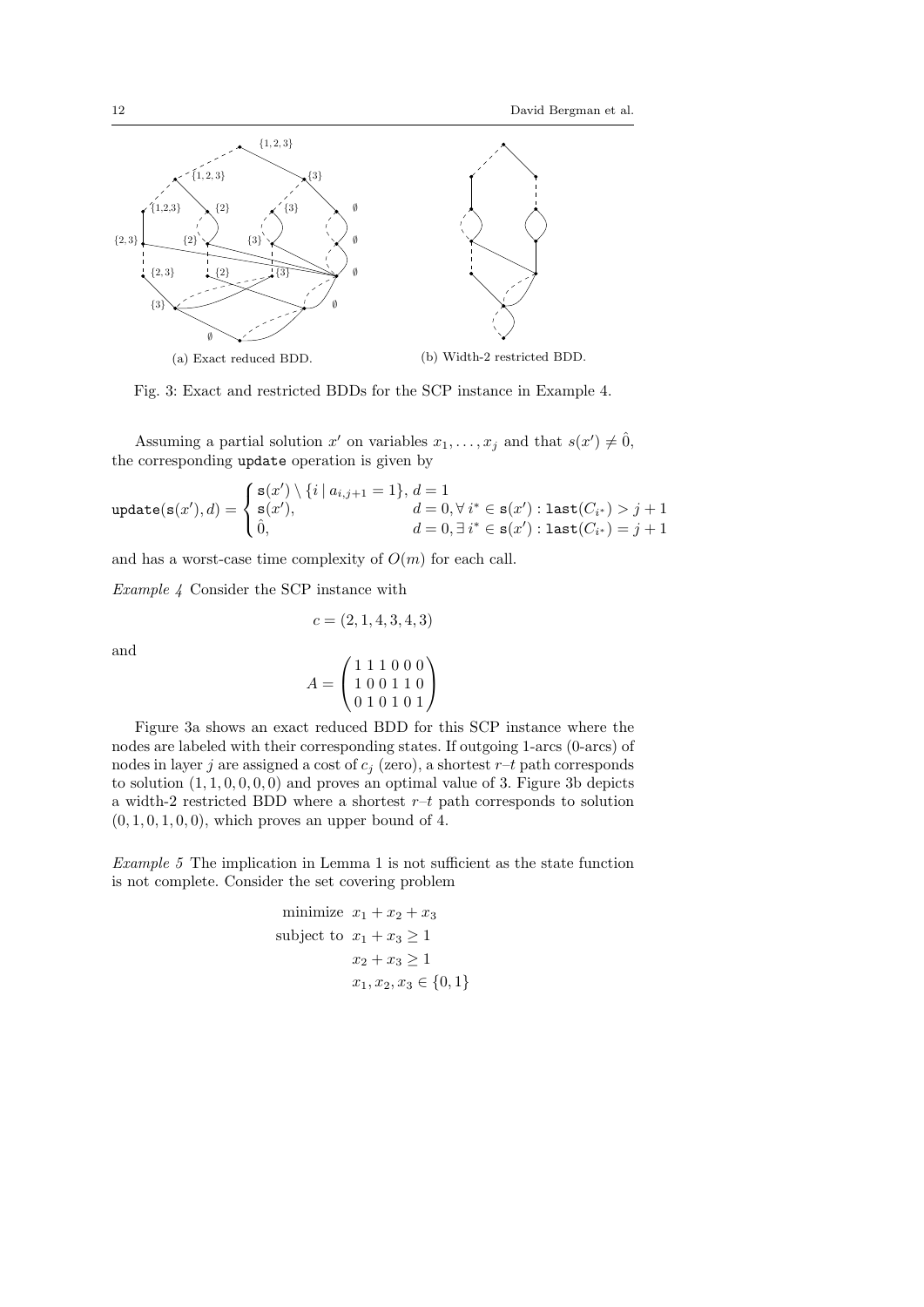(a) Exact reduced BDD.

(b) Width-2 restricted BDD.

Fig. 3: Exact and restricted BDDs for the SCP instance in Example 4.

Assuming a partial solution $x'$ on variables $x_1, \ldots, x_j$ and that $s(x') \neq \hat{0}$, the corresponding update operation is given by

$$\texttt{update}(\texttt{s}(x'), d) = \begin{cases} \texttt{s}(x') \setminus \{i \mid a_{i,j+1} = 1\}, \; d = 1 \\ \texttt{s}(x'), & d = 0, \forall\, i^* \in \texttt{s}(x') : \texttt{last}(C_{i^*}) > j+1 \\ \hat{0}, & d = 0, \exists\, i^* \in \texttt{s}(x') : \texttt{last}(C_{i^*}) = j+1 \end{cases}$$

and has a worst-case time complexity of $O(m)$ for each call.

*Example 4* Consider the SCP instance with

$$c = (2, 1, 4, 3, 4, 3)$$

and

$$A = \begin{pmatrix} 1\,1\,1\,0\,0\,0 \\ 1\,0\,0\,1\,1\,0 \\ 0\,1\,0\,1\,0\,1 \end{pmatrix}$$

Figure 3a shows an exact reduced BDD for this SCP instance where the nodes are labeled with their corresponding states. If outgoing 1-arcs (0-arcs) of nodes in layer $j$ are assigned a cost of $c_j$ (zero), a shortest $r$–$t$ path corresponds to solution $(1, 1, 0, 0, 0, 0)$ and proves an optimal value of 3. Figure 3b depicts a width-2 restricted BDD where a shortest $r$–$t$ path corresponds to solution $(0, 1, 0, 1, 0, 0)$, which proves an upper bound of 4.

*Example 5* The implication in Lemma 1 is not sufficient as the state function is not complete. Consider the set covering problem

$$\begin{aligned} \text{minimize} \;\; & x_1 + x_2 + x_3 \\ \text{subject to} \;\; & x_1 + x_3 \geq 1 \\ & x_2 + x_3 \geq 1 \\ & x_1, x_2, x_3 \in \{0, 1\} \end{aligned}$$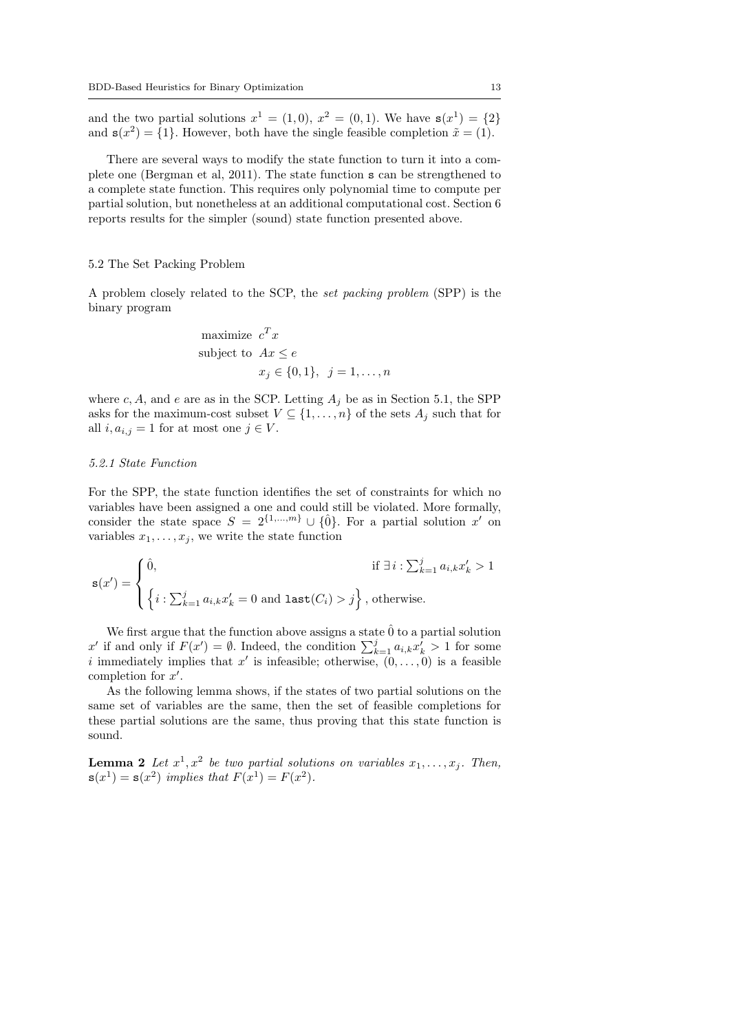and the two partial solutions $x^1 = (1, 0)$, $x^2 = (0, 1)$. We have $\mathtt{s}(x^1) = \{2\}$ and $\mathtt{s}(x^2) = \{1\}$. However, both have the single feasible completion $\tilde{x} = (1)$.

There are several ways to modify the state function to turn it into a complete one (Bergman et al, 2011). The state function $\mathtt{s}$ can be strengthened to a complete state function. This requires only polynomial time to compute per partial solution, but nonetheless at an additional computational cost. Section 6 reports results for the simpler (sound) state function presented above.

## 5.2 The Set Packing Problem

A problem closely related to the SCP, the *set packing problem* (SPP) is the binary program

$$
\begin{aligned}
\text{maximize } & c^T x \\
\text{subject to } & Ax \leq e \\
& x_j \in \{0, 1\}, \quad j = 1, \ldots, n
\end{aligned}
$$

where $c$, $A$, and $e$ are as in the SCP. Letting $A_j$ be as in Section 5.1, the SPP asks for the maximum-cost subset $V \subseteq \{1, \ldots, n\}$ of the sets $A_j$ such that for all $i$, $a_{i,j} = 1$ for at most one $j \in V$.

### *5.2.1 State Function*

For the SPP, the state function identifies the set of constraints for which no variables have been assigned a one and could still be violated. More formally, consider the state space $S = 2^{\{1,\ldots,m\}} \cup \{\hat{0}\}$. For a partial solution $x'$ on variables $x_1, \ldots, x_j$, we write the state function

$$
\mathtt{s}(x') = \begin{cases} \hat{0}, & \text{if } \exists\, i : \sum_{k=1}^{j} a_{i,k} x'_k > 1 \\ \left\{ i : \sum_{k=1}^{j} a_{i,k} x'_k = 0 \text{ and } \mathtt{last}(C_i) > j \right\}, & \text{otherwise.} \end{cases}
$$

We first argue that the function above assigns a state $\hat{0}$ to a partial solution $x'$ if and only if $F(x') = \emptyset$. Indeed, the condition $\sum_{k=1}^{j} a_{i,k} x'_k > 1$ for some $i$ immediately implies that $x'$ is infeasible; otherwise, $(0, \ldots, 0)$ is a feasible completion for $x'$.

As the following lemma shows, if the states of two partial solutions on the same set of variables are the same, then the set of feasible completions for these partial solutions are the same, thus proving that this state function is sound.

**Lemma 2** *Let $x^1, x^2$ be two partial solutions on variables $x_1, \ldots, x_j$. Then, $\mathtt{s}(x^1) = \mathtt{s}(x^2)$ implies that $F(x^1) = F(x^2)$.*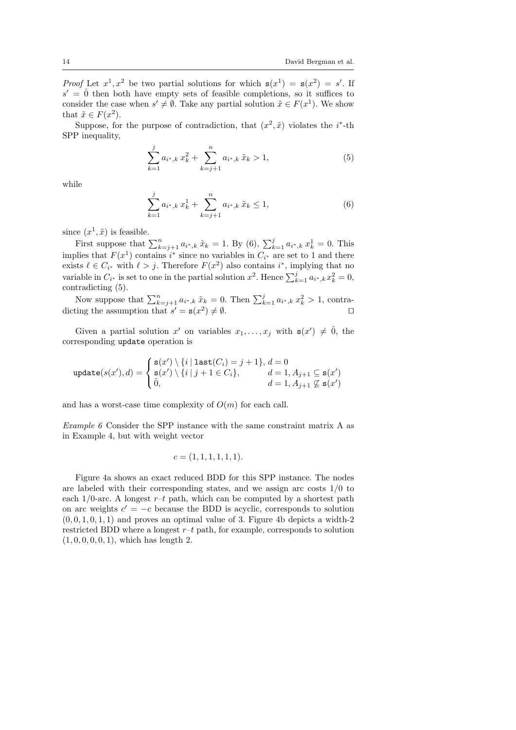*Proof* Let $x^1, x^2$ be two partial solutions for which $\mathtt{s}(x^1) = \mathtt{s}(x^2) = s'$. If $s' = \hat{0}$ then both have empty sets of feasible completions, so it suffices to consider the case when $s' \neq \emptyset$. Take any partial solution $\tilde{x} \in F(x^1)$. We show that $\tilde{x} \in F(x^2)$.

Suppose, for the purpose of contradiction, that $(x^2, \tilde{x})$ violates the $i^*$-th SPP inequality,

$$\sum_{k=1}^{j} a_{i^*,k}\, x_k^2 + \sum_{k=j+1}^{n} a_{i^*,k}\, \tilde{x}_k > 1, \tag{5}$$

while

$$\sum_{k=1}^{j} a_{i^*,k}\, x_k^1 + \sum_{k=j+1}^{n} a_{i^*,k}\, \tilde{x}_k \leq 1, \tag{6}$$

since $(x^1, \tilde{x})$ is feasible.

First suppose that $\sum_{k=j+1}^{n} a_{i^*,k}\, \tilde{x}_k = 1$. By (6), $\sum_{k=1}^{j} a_{i^*,k}\, x_k^1 = 0$. This implies that $F(x^1)$ contains $i^*$ since no variables in $C_{i^*}$ are set to 1 and there exists $\ell \in C_{i^*}$ with $\ell > j$. Therefore $F(x^2)$ also contains $i^*$, implying that no variable in $C_{i^*}$ is set to one in the partial solution $x^2$. Hence $\sum_{k=1}^{j} a_{i^*,k} x_k^2 = 0$, contradicting (5).

Now suppose that $\sum_{k=j+1}^{n} a_{i^*,k}\, \tilde{x}_k = 0$. Then $\sum_{k=1}^{j} a_{i^*,k}\, x_k^2 > 1$, contradicting the assumption that $s' = \mathtt{s}(x^2) \neq \emptyset$. $\square$

Given a partial solution $x'$ on variables $x_1, \ldots, x_j$ with $\mathtt{s}(x') \neq \hat{0}$, the corresponding `update` operation is

$$\mathtt{update}(s(x'), d) = \begin{cases} \mathtt{s}(x') \setminus \{i \mid \mathtt{last}(C_i) = j+1\}, & d = 0 \\ \mathtt{s}(x') \setminus \{i \mid j+1 \in C_i\}, & d = 1, A_{j+1} \subseteq \mathtt{s}(x') \\ \hat{0}, & d = 1, A_{j+1} \not\subseteq \mathtt{s}(x') \end{cases}$$

and has a worst-case time complexity of $O(m)$ for each call.

*Example 6* Consider the SPP instance with the same constraint matrix A as in Example 4, but with weight vector

$$c = (1, 1, 1, 1, 1, 1).$$

Figure 4a shows an exact reduced BDD for this SPP instance. The nodes are labeled with their corresponding states, and we assign arc costs 1/0 to each 1/0-arc. A longest $r$–$t$ path, which can be computed by a shortest path on arc weights $c' = -c$ because the BDD is acyclic, corresponds to solution $(0, 0, 1, 0, 1, 1)$ and proves an optimal value of 3. Figure 4b depicts a width-2 restricted BDD where a longest $r$–$t$ path, for example, corresponds to solution $(1, 0, 0, 0, 0, 1)$, which has length 2.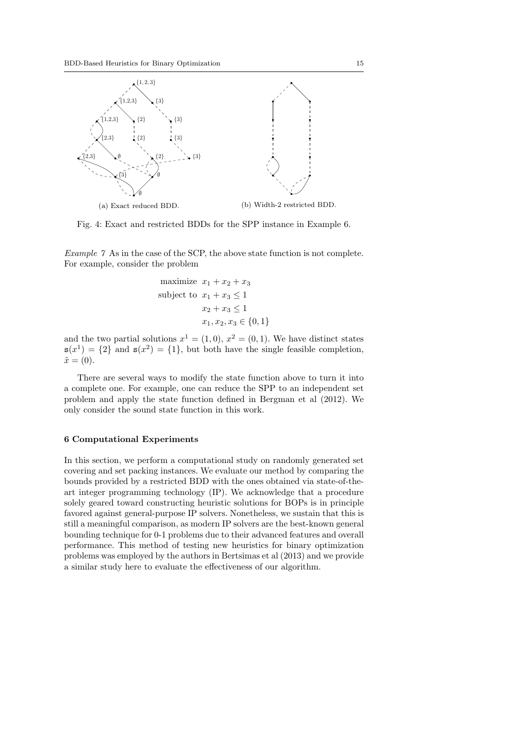(a) Exact reduced BDD.

(b) Width-2 restricted BDD.

Fig. 4: Exact and restricted BDDs for the SPP instance in Example 6.

*Example 7* As in the case of the SCP, the above state function is not complete. For example, consider the problem

$$
\begin{aligned}
\text{maximize} \quad & x_1 + x_2 + x_3 \\
\text{subject to} \quad & x_1 + x_3 \leq 1 \\
& x_2 + x_3 \leq 1 \\
& x_1, x_2, x_3 \in \{0, 1\}
\end{aligned}
$$

and the two partial solutions $x^1 = (1, 0)$, $x^2 = (0, 1)$. We have distinct states $\mathtt{s}(x^1) = \{2\}$ and $\mathtt{s}(x^2) = \{1\}$, but both have the single feasible completion, $\tilde{x} = (0)$.

There are several ways to modify the state function above to turn it into a complete one. For example, one can reduce the SPP to an independent set problem and apply the state function defined in Bergman et al (2012). We only consider the sound state function in this work.

## 6 Computational Experiments

In this section, we perform a computational study on randomly generated set covering and set packing instances. We evaluate our method by comparing the bounds provided by a restricted BDD with the ones obtained via state-of-the-art integer programming technology (IP). We acknowledge that a procedure solely geared toward constructing heuristic solutions for BOPs is in principle favored against general-purpose IP solvers. Nonetheless, we sustain that this is still a meaningful comparison, as modern IP solvers are the best-known general bounding technique for 0-1 problems due to their advanced features and overall performance. This method of testing new heuristics for binary optimization problems was employed by the authors in Bertsimas et al (2013) and we provide a similar study here to evaluate the effectiveness of our algorithm.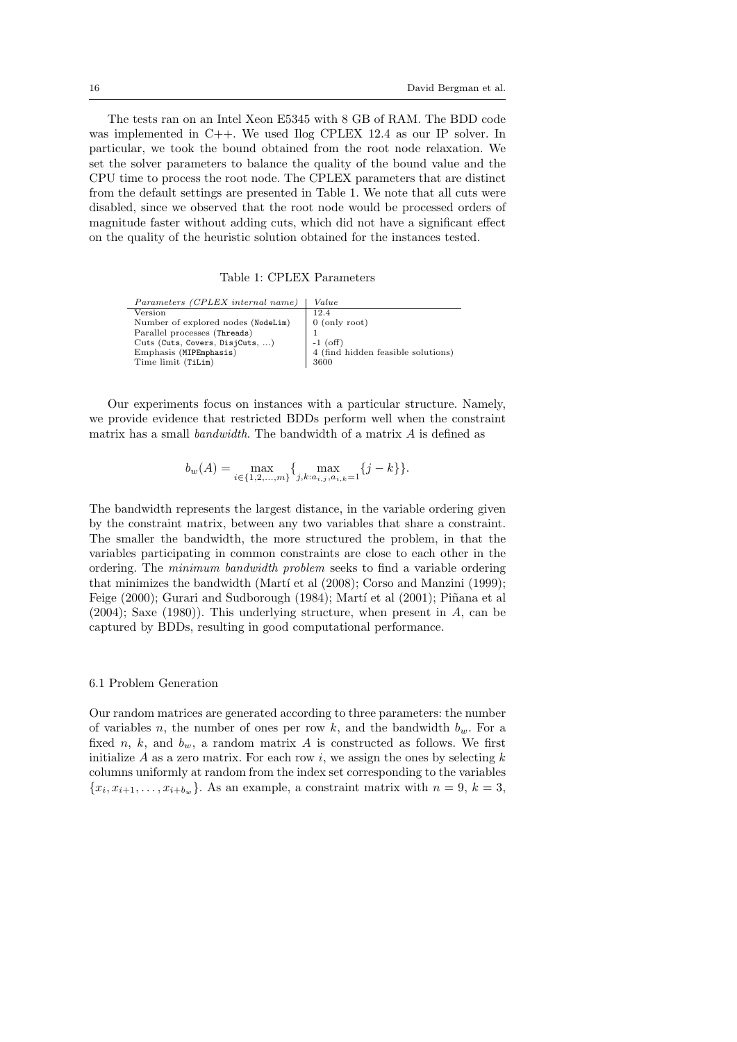The tests ran on an Intel Xeon E5345 with 8 GB of RAM. The BDD code was implemented in C++. We used Ilog CPLEX 12.4 as our IP solver. In particular, we took the bound obtained from the root node relaxation. We set the solver parameters to balance the quality of the bound value and the CPU time to process the root node. The CPLEX parameters that are distinct from the default settings are presented in Table 1. We note that all cuts were disabled, since we observed that the root node would be processed orders of magnitude faster without adding cuts, which did not have a significant effect on the quality of the heuristic solution obtained for the instances tested.

Table 1: CPLEX Parameters

| *Parameters (CPLEX internal name)* | *Value* |
|---|---|
| Version | 12.4 |
| Number of explored nodes (`NodeLim`) | 0 (only root) |
| Parallel processes (`Threads`) | 1 |
| Cuts (`Cuts`, `Covers`, `DisjCuts`, ...) | -1 (off) |
| Emphasis (`MIPEmphasis`) | 4 (find hidden feasible solutions) |
| Time limit (`TiLim`) | 3600 |

Our experiments focus on instances with a particular structure. Namely, we provide evidence that restricted BDDs perform well when the constraint matrix has a small *bandwidth*. The bandwidth of a matrix $A$ is defined as

$$b_w(A) = \max_{i \in \{1,2,\ldots,m\}} \{ \max_{j,k: a_{i,j}, a_{i,k} = 1} \{ j - k \} \}.$$

The bandwidth represents the largest distance, in the variable ordering given by the constraint matrix, between any two variables that share a constraint. The smaller the bandwidth, the more structured the problem, in that the variables participating in common constraints are close to each other in the ordering. The *minimum bandwidth problem* seeks to find a variable ordering that minimizes the bandwidth (Martí et al (2008); Corso and Manzini (1999); Feige (2000); Gurari and Sudborough (1984); Martí et al (2001); Piñana et al (2004); Saxe (1980)). This underlying structure, when present in $A$, can be captured by BDDs, resulting in good computational performance.

### 6.1 Problem Generation

Our random matrices are generated according to three parameters: the number of variables $n$, the number of ones per row $k$, and the bandwidth $b_w$. For a fixed $n$, $k$, and $b_w$, a random matrix $A$ is constructed as follows. We first initialize $A$ as a zero matrix. For each row $i$, we assign the ones by selecting $k$ columns uniformly at random from the index set corresponding to the variables $\{x_i, x_{i+1}, \ldots, x_{i+b_w}\}$. As an example, a constraint matrix with $n = 9$, $k = 3$,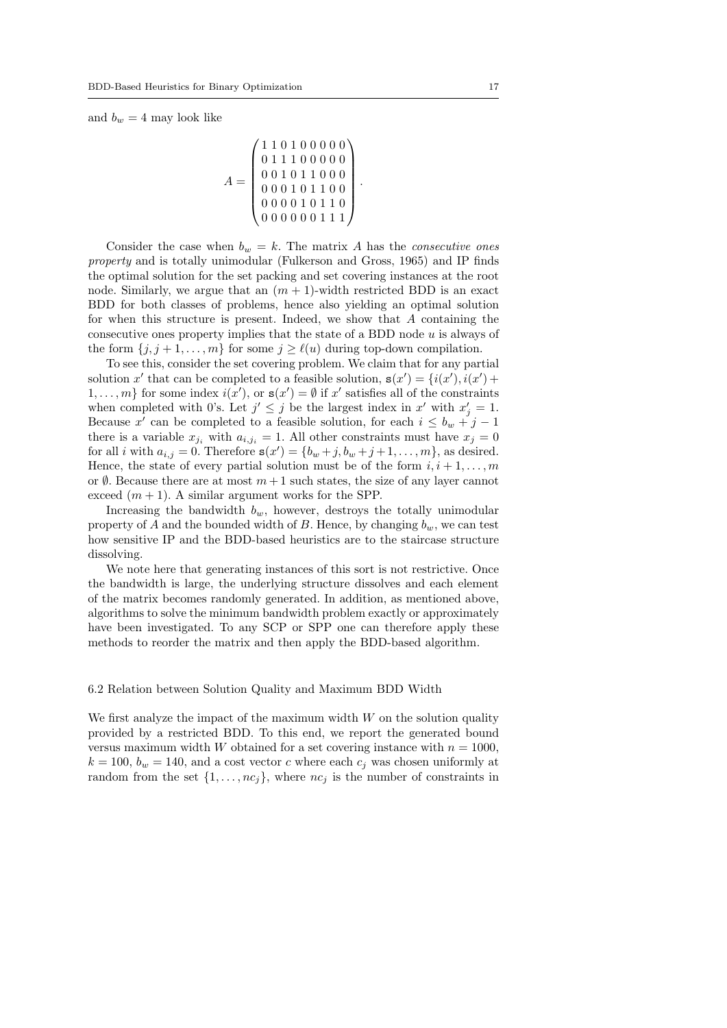and $b_w = 4$ may look like

$$A = \begin{pmatrix} 1\,1\,0\,1\,0\,0\,0\,0\,0 \\ 0\,1\,1\,1\,0\,0\,0\,0\,0 \\ 0\,0\,1\,0\,1\,1\,0\,0\,0 \\ 0\,0\,0\,1\,0\,1\,1\,0\,0 \\ 0\,0\,0\,0\,1\,0\,1\,1\,0 \\ 0\,0\,0\,0\,0\,0\,1\,1\,1 \end{pmatrix}.$$

Consider the case when $b_w = k$. The matrix $A$ has the *consecutive ones property* and is totally unimodular (Fulkerson and Gross, 1965) and IP finds the optimal solution for the set packing and set covering instances at the root node. Similarly, we argue that an $(m+1)$-width restricted BDD is an exact BDD for both classes of problems, hence also yielding an optimal solution for when this structure is present. Indeed, we show that $A$ containing the consecutive ones property implies that the state of a BDD node $u$ is always of the form $\{j, j+1, \ldots, m\}$ for some $j \geq \ell(u)$ during top-down compilation.

To see this, consider the set covering problem. We claim that for any partial solution $x'$ that can be completed to a feasible solution, $\mathtt{s}(x') = \{i(x'), i(x') + 1, \ldots, m\}$ for some index $i(x')$, or $\mathtt{s}(x') = \emptyset$ if $x'$ satisfies all of the constraints when completed with 0's. Let $j' \leq j$ be the largest index in $x'$ with $x'_j = 1$. Because $x'$ can be completed to a feasible solution, for each $i \leq b_w + j - 1$ there is a variable $x_{j_i}$ with $a_{i,j_i} = 1$. All other constraints must have $x_j = 0$ for all $i$ with $a_{i,j} = 0$. Therefore $\mathtt{s}(x') = \{b_w + j, b_w + j + 1, \ldots, m\}$, as desired. Hence, the state of every partial solution must be of the form $i, i+1, \ldots, m$ or $\emptyset$. Because there are at most $m+1$ such states, the size of any layer cannot exceed $(m+1)$. A similar argument works for the SPP.

Increasing the bandwidth $b_w$, however, destroys the totally unimodular property of $A$ and the bounded width of $B$. Hence, by changing $b_w$, we can test how sensitive IP and the BDD-based heuristics are to the staircase structure dissolving.

We note here that generating instances of this sort is not restrictive. Once the bandwidth is large, the underlying structure dissolves and each element of the matrix becomes randomly generated. In addition, as mentioned above, algorithms to solve the minimum bandwidth problem exactly or approximately have been investigated. To any SCP or SPP one can therefore apply these methods to reorder the matrix and then apply the BDD-based algorithm.

### 6.2 Relation between Solution Quality and Maximum BDD Width

We first analyze the impact of the maximum width $W$ on the solution quality provided by a restricted BDD. To this end, we report the generated bound versus maximum width $W$ obtained for a set covering instance with $n = 1000$, $k = 100$, $b_w = 140$, and a cost vector $c$ where each $c_j$ was chosen uniformly at random from the set $\{1, \ldots, nc_j\}$, where $nc_j$ is the number of constraints in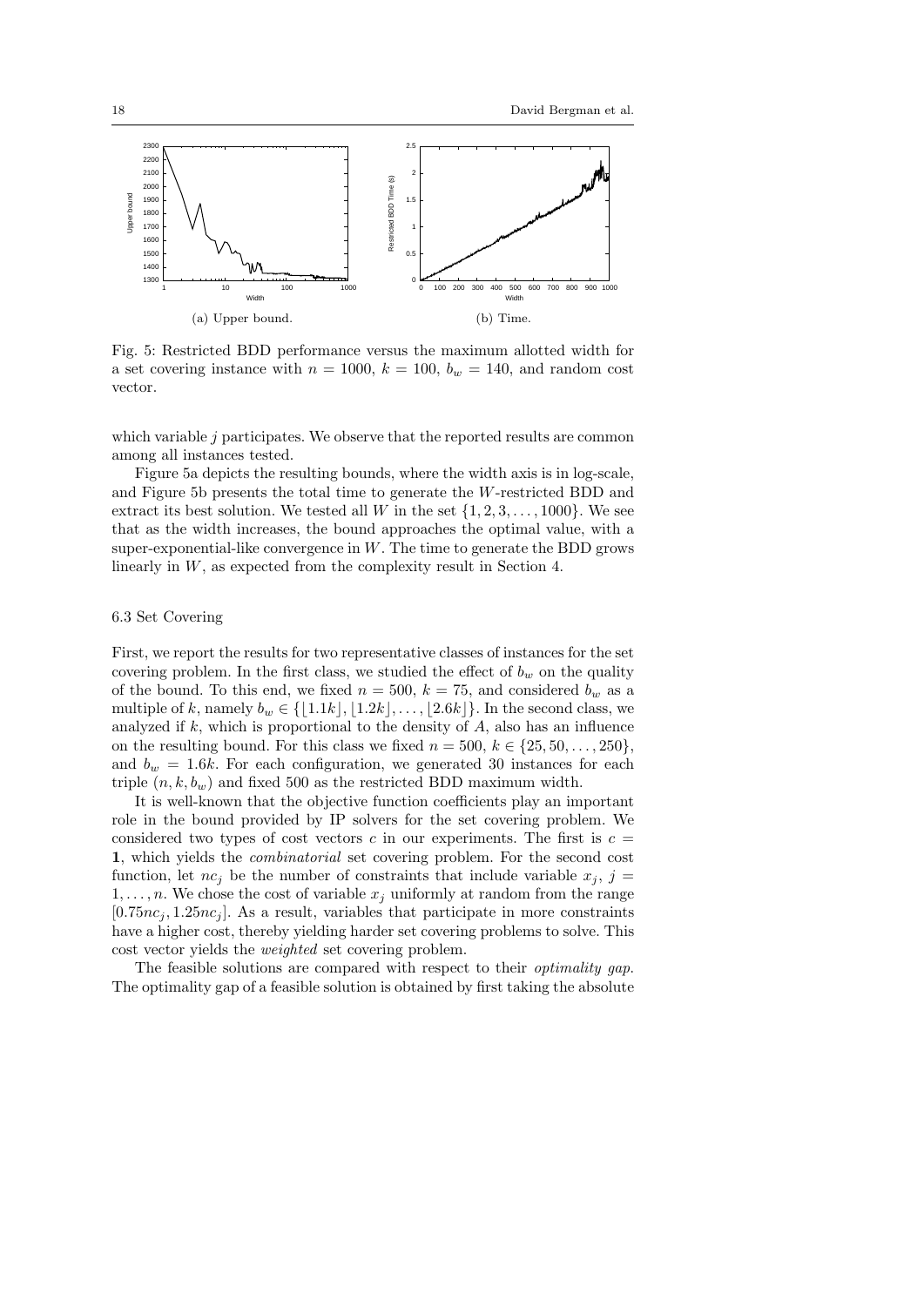(a) Upper bound.

(b) Time.

Fig. 5: Restricted BDD performance versus the maximum allotted width for a set covering instance with $n = 1000$, $k = 100$, $b_w = 140$, and random cost vector.

which variable $j$ participates. We observe that the reported results are common among all instances tested.

Figure 5a depicts the resulting bounds, where the width axis is in log-scale, and Figure 5b presents the total time to generate the $W$-restricted BDD and extract its best solution. We tested all $W$ in the set $\{1, 2, 3, \ldots, 1000\}$. We see that as the width increases, the bound approaches the optimal value, with a super-exponential-like convergence in $W$. The time to generate the BDD grows linearly in $W$, as expected from the complexity result in Section 4.

### 6.3 Set Covering

First, we report the results for two representative classes of instances for the set covering problem. In the first class, we studied the effect of $b_w$ on the quality of the bound. To this end, we fixed $n = 500$, $k = 75$, and considered $b_w$ as a multiple of $k$, namely $b_w \in \{\lfloor 1.1k \rfloor, \lfloor 1.2k \rfloor, \ldots, \lfloor 2.6k \rfloor\}$. In the second class, we analyzed if $k$, which is proportional to the density of $A$, also has an influence on the resulting bound. For this class we fixed $n = 500$, $k \in \{25, 50, \ldots, 250\}$, and $b_w = 1.6k$. For each configuration, we generated 30 instances for each triple $(n, k, b_w)$ and fixed 500 as the restricted BDD maximum width.

It is well-known that the objective function coefficients play an important role in the bound provided by IP solvers for the set covering problem. We considered two types of cost vectors $c$ in our experiments. The first is $c = \mathbf{1}$, which yields the *combinatorial* set covering problem. For the second cost function, let $nc_j$ be the number of constraints that include variable $x_j$, $j = 1, \ldots, n$. We chose the cost of variable $x_j$ uniformly at random from the range $[0.75nc_j, 1.25nc_j]$. As a result, variables that participate in more constraints have a higher cost, thereby yielding harder set covering problems to solve. This cost vector yields the *weighted* set covering problem.

The feasible solutions are compared with respect to their *optimality gap*. The optimality gap of a feasible solution is obtained by first taking the absolute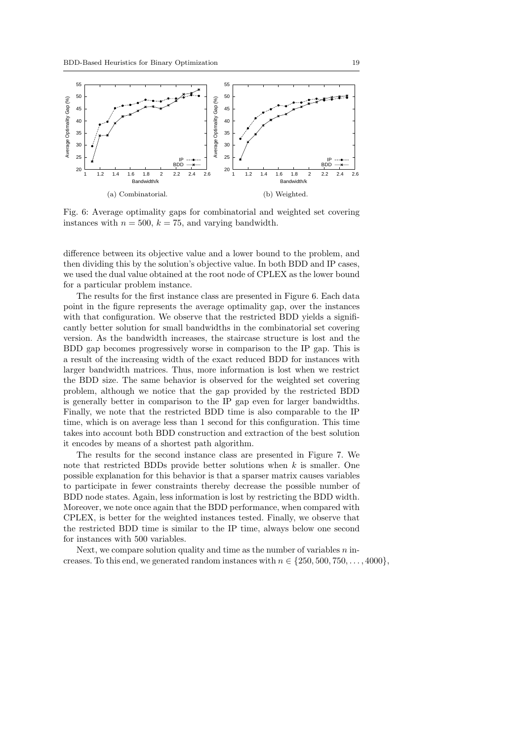55
50
45
40
35
30
25
20

Average Optimality Gap (%)

1 1.2 1.4 1.6 1.8 2 2.2 2.4 2.6

Bandwidth/k

IP
BDD

(a) Combinatorial.

55
50
45
40
35
30
25
20

Average Optimality Gap (%)

1 1.2 1.4 1.6 1.8 2 2.2 2.4 2.6

Bandwidth/k

IP
BDD

(b) Weighted.

Fig. 6: Average optimality gaps for combinatorial and weighted set covering instances with $n = 500$, $k = 75$, and varying bandwidth.

difference between its objective value and a lower bound to the problem, and then dividing this by the solution's objective value. In both BDD and IP cases, we used the dual value obtained at the root node of CPLEX as the lower bound for a particular problem instance.

The results for the first instance class are presented in Figure 6. Each data point in the figure represents the average optimality gap, over the instances with that configuration. We observe that the restricted BDD yields a significantly better solution for small bandwidths in the combinatorial set covering version. As the bandwidth increases, the staircase structure is lost and the BDD gap becomes progressively worse in comparison to the IP gap. This is a result of the increasing width of the exact reduced BDD for instances with larger bandwidth matrices. Thus, more information is lost when we restrict the BDD size. The same behavior is observed for the weighted set covering problem, although we notice that the gap provided by the restricted BDD is generally better in comparison to the IP gap even for larger bandwidths. Finally, we note that the restricted BDD time is also comparable to the IP time, which is on average less than 1 second for this configuration. This time takes into account both BDD construction and extraction of the best solution it encodes by means of a shortest path algorithm.

The results for the second instance class are presented in Figure 7. We note that restricted BDDs provide better solutions when $k$ is smaller. One possible explanation for this behavior is that a sparser matrix causes variables to participate in fewer constraints thereby decrease the possible number of BDD node states. Again, less information is lost by restricting the BDD width. Moreover, we note once again that the BDD performance, when compared with CPLEX, is better for the weighted instances tested. Finally, we observe that the restricted BDD time is similar to the IP time, always below one second for instances with 500 variables.

Next, we compare solution quality and time as the number of variables $n$ increases. To this end, we generated random instances with $n \in \{250, 500, 750, \ldots, 4000\}$,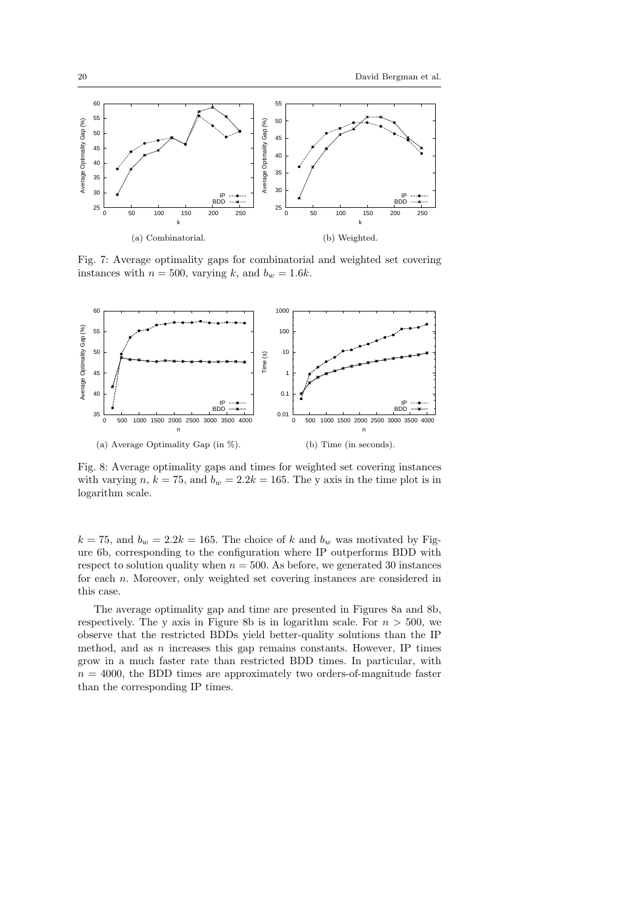(a) Combinatorial.

(b) Weighted.

Fig. 7: Average optimality gaps for combinatorial and weighted set covering instances with $n = 500$, varying $k$, and $b_w = 1.6k$.

(a) Average Optimality Gap (in %).

(b) Time (in seconds).

Fig. 8: Average optimality gaps and times for weighted set covering instances with varying $n$, $k = 75$, and $b_w = 2.2k = 165$. The y axis in the time plot is in logarithm scale.

$k = 75$, and $b_w = 2.2k = 165$. The choice of $k$ and $b_w$ was motivated by Figure 6b, corresponding to the configuration where IP outperforms BDD with respect to solution quality when $n = 500$. As before, we generated 30 instances for each $n$. Moreover, only weighted set covering instances are considered in this case.

The average optimality gap and time are presented in Figures 8a and 8b, respectively. The y axis in Figure 8b is in logarithm scale. For $n > 500$, we observe that the restricted BDDs yield better-quality solutions than the IP method, and as $n$ increases this gap remains constants. However, IP times grow in a much faster rate than restricted BDD times. In particular, with $n = 4000$, the BDD times are approximately two orders-of-magnitude faster than the corresponding IP times.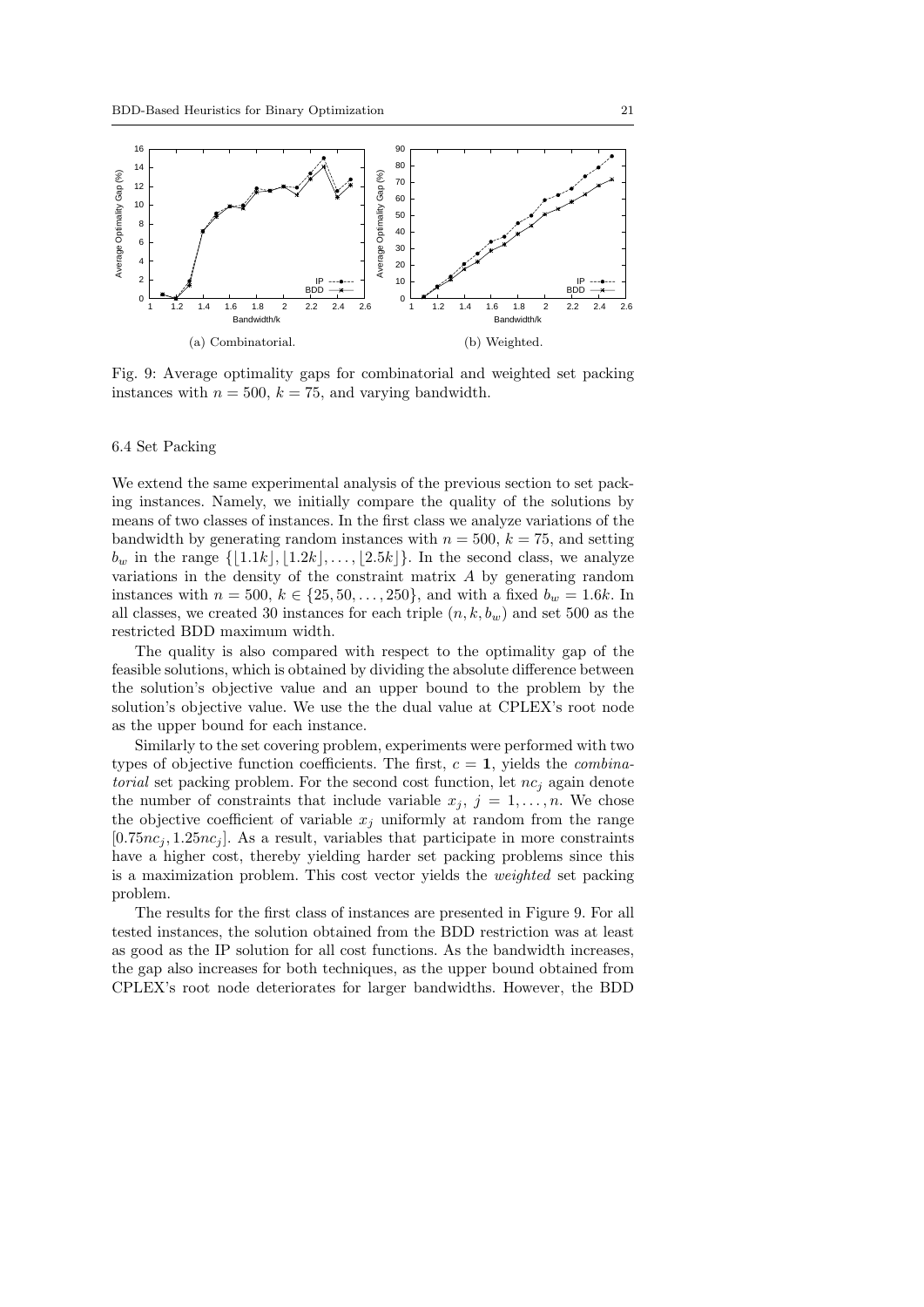Fig. 9: Average optimality gaps for combinatorial and weighted set packing instances with $n = 500$, $k = 75$, and varying bandwidth.

(a) Combinatorial.

(b) Weighted.

### 6.4 Set Packing

We extend the same experimental analysis of the previous section to set packing instances. Namely, we initially compare the quality of the solutions by means of two classes of instances. In the first class we analyze variations of the bandwidth by generating random instances with $n = 500$, $k = 75$, and setting $b_w$ in the range $\{\lfloor 1.1k \rfloor, \lfloor 1.2k \rfloor, \ldots, \lfloor 2.5k \rfloor\}$. In the second class, we analyze variations in the density of the constraint matrix $A$ by generating random instances with $n = 500$, $k \in \{25, 50, \ldots, 250\}$, and with a fixed $b_w = 1.6k$. In all classes, we created 30 instances for each triple $(n, k, b_w)$ and set 500 as the restricted BDD maximum width.

The quality is also compared with respect to the optimality gap of the feasible solutions, which is obtained by dividing the absolute difference between the solution's objective value and an upper bound to the problem by the solution's objective value. We use the the dual value at CPLEX's root node as the upper bound for each instance.

Similarly to the set covering problem, experiments were performed with two types of objective function coefficients. The first, $c = \mathbf{1}$, yields the *combinatorial* set packing problem. For the second cost function, let $nc_j$ again denote the number of constraints that include variable $x_j$, $j = 1, \ldots, n$. We chose the objective coefficient of variable $x_j$ uniformly at random from the range $[0.75nc_j, 1.25nc_j]$. As a result, variables that participate in more constraints have a higher cost, thereby yielding harder set packing problems since this is a maximization problem. This cost vector yields the *weighted* set packing problem.

The results for the first class of instances are presented in Figure 9. For all tested instances, the solution obtained from the BDD restriction was at least as good as the IP solution for all cost functions. As the bandwidth increases, the gap also increases for both techniques, as the upper bound obtained from CPLEX's root node deteriorates for larger bandwidths. However, the BDD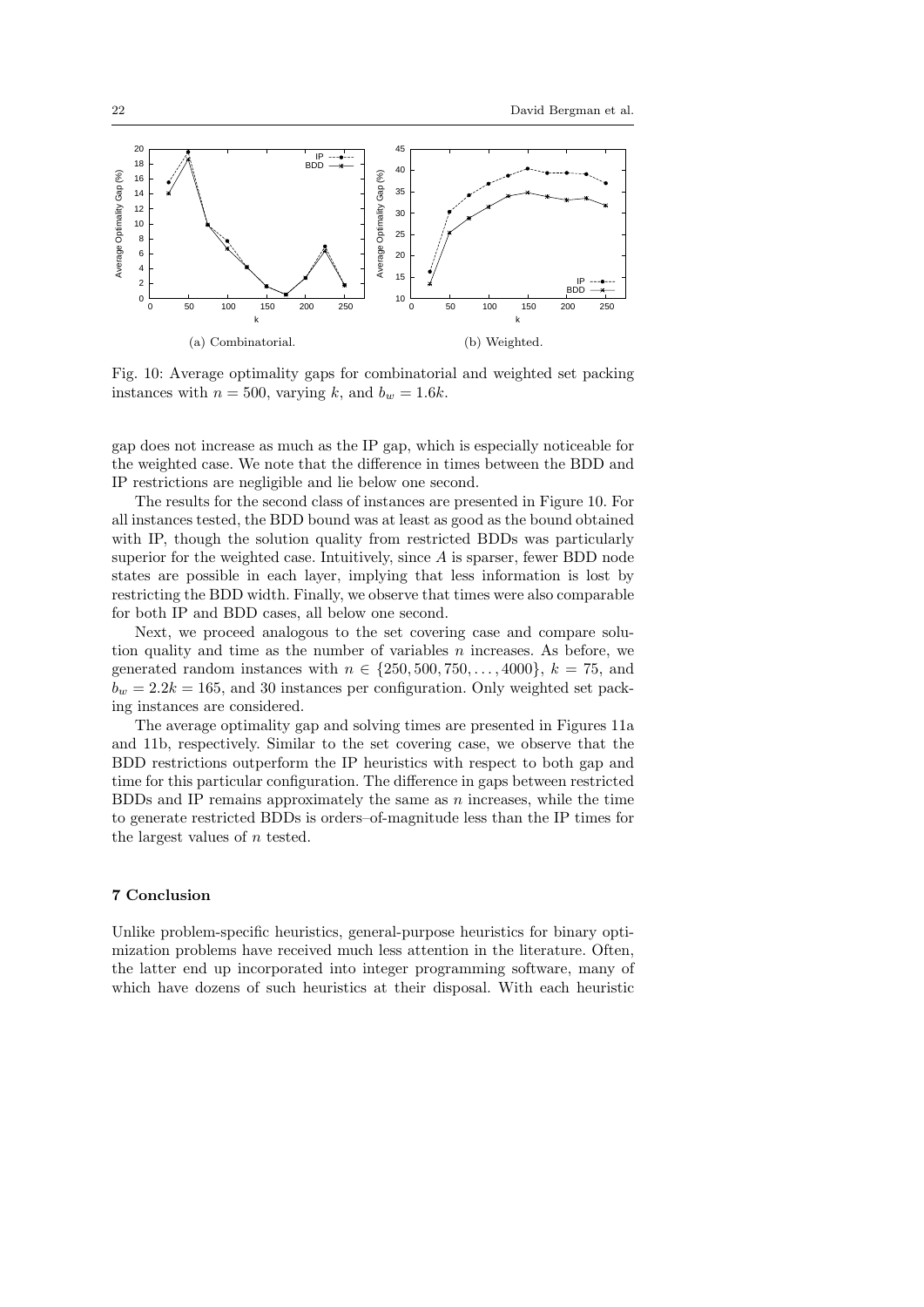Fig. 10: Average optimality gaps for combinatorial and weighted set packing instances with $n = 500$, varying $k$, and $b_w = 1.6k$.

(a) Combinatorial.

(b) Weighted.

gap does not increase as much as the IP gap, which is especially noticeable for the weighted case. We note that the difference in times between the BDD and IP restrictions are negligible and lie below one second.

The results for the second class of instances are presented in Figure 10. For all instances tested, the BDD bound was at least as good as the bound obtained with IP, though the solution quality from restricted BDDs was particularly superior for the weighted case. Intuitively, since $A$ is sparser, fewer BDD node states are possible in each layer, implying that less information is lost by restricting the BDD width. Finally, we observe that times were also comparable for both IP and BDD cases, all below one second.

Next, we proceed analogous to the set covering case and compare solution quality and time as the number of variables $n$ increases. As before, we generated random instances with $n \in \{250, 500, 750, \ldots, 4000\}$, $k = 75$, and $b_w = 2.2k = 165$, and 30 instances per configuration. Only weighted set packing instances are considered.

The average optimality gap and solving times are presented in Figures 11a and 11b, respectively. Similar to the set covering case, we observe that the BDD restrictions outperform the IP heuristics with respect to both gap and time for this particular configuration. The difference in gaps between restricted BDDs and IP remains approximately the same as $n$ increases, while the time to generate restricted BDDs is orders–of-magnitude less than the IP times for the largest values of $n$ tested.

## 7 Conclusion

Unlike problem-specific heuristics, general-purpose heuristics for binary optimization problems have received much less attention in the literature. Often, the latter end up incorporated into integer programming software, many of which have dozens of such heuristics at their disposal. With each heuristic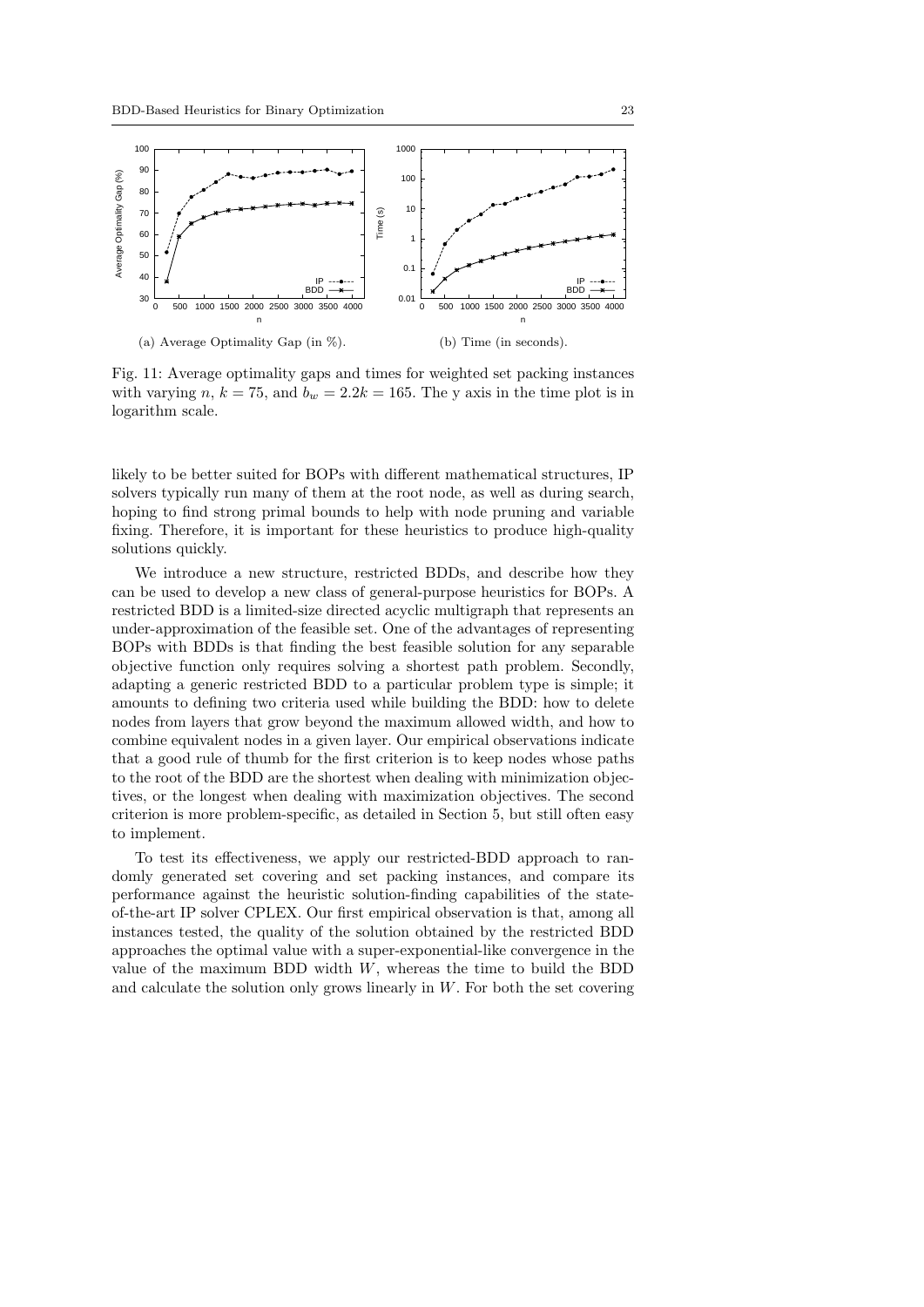(a) Average Optimality Gap (in %).

(b) Time (in seconds).

Fig. 11: Average optimality gaps and times for weighted set packing instances with varying $n$, $k = 75$, and $b_w = 2.2k = 165$. The y axis in the time plot is in logarithm scale.

likely to be better suited for BOPs with different mathematical structures, IP solvers typically run many of them at the root node, as well as during search, hoping to find strong primal bounds to help with node pruning and variable fixing. Therefore, it is important for these heuristics to produce high-quality solutions quickly.

We introduce a new structure, restricted BDDs, and describe how they can be used to develop a new class of general-purpose heuristics for BOPs. A restricted BDD is a limited-size directed acyclic multigraph that represents an under-approximation of the feasible set. One of the advantages of representing BOPs with BDDs is that finding the best feasible solution for any separable objective function only requires solving a shortest path problem. Secondly, adapting a generic restricted BDD to a particular problem type is simple; it amounts to defining two criteria used while building the BDD: how to delete nodes from layers that grow beyond the maximum allowed width, and how to combine equivalent nodes in a given layer. Our empirical observations indicate that a good rule of thumb for the first criterion is to keep nodes whose paths to the root of the BDD are the shortest when dealing with minimization objectives, or the longest when dealing with maximization objectives. The second criterion is more problem-specific, as detailed in Section 5, but still often easy to implement.

To test its effectiveness, we apply our restricted-BDD approach to randomly generated set covering and set packing instances, and compare its performance against the heuristic solution-finding capabilities of the state-of-the-art IP solver CPLEX. Our first empirical observation is that, among all instances tested, the quality of the solution obtained by the restricted BDD approaches the optimal value with a super-exponential-like convergence in the value of the maximum BDD width $W$, whereas the time to build the BDD and calculate the solution only grows linearly in $W$. For both the set covering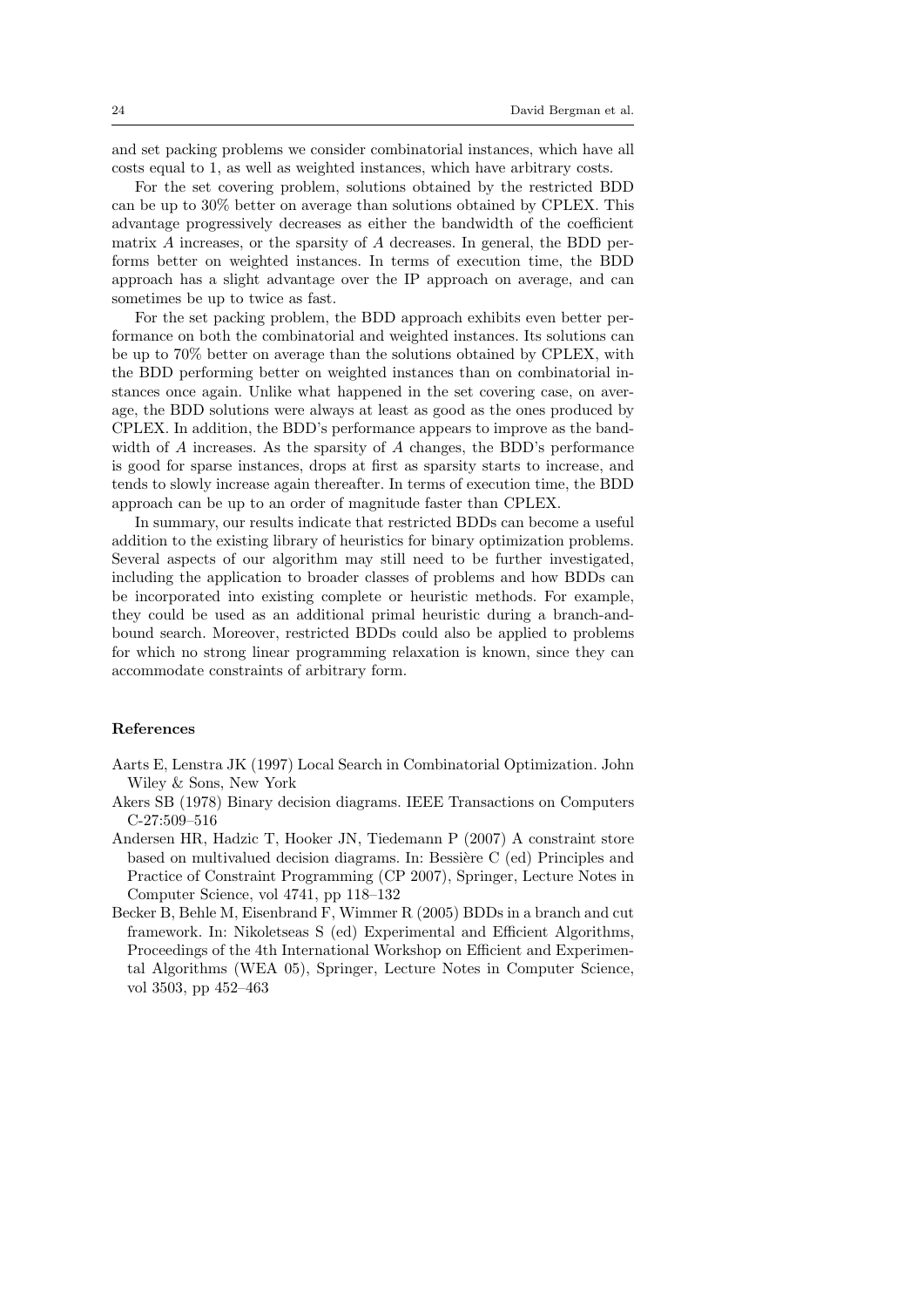and set packing problems we consider combinatorial instances, which have all costs equal to 1, as well as weighted instances, which have arbitrary costs.

For the set covering problem, solutions obtained by the restricted BDD can be up to 30% better on average than solutions obtained by CPLEX. This advantage progressively decreases as either the bandwidth of the coefficient matrix $A$ increases, or the sparsity of $A$ decreases. In general, the BDD performs better on weighted instances. In terms of execution time, the BDD approach has a slight advantage over the IP approach on average, and can sometimes be up to twice as fast.

For the set packing problem, the BDD approach exhibits even better performance on both the combinatorial and weighted instances. Its solutions can be up to 70% better on average than the solutions obtained by CPLEX, with the BDD performing better on weighted instances than on combinatorial instances once again. Unlike what happened in the set covering case, on average, the BDD solutions were always at least as good as the ones produced by CPLEX. In addition, the BDD's performance appears to improve as the bandwidth of $A$ increases. As the sparsity of $A$ changes, the BDD's performance is good for sparse instances, drops at first as sparsity starts to increase, and tends to slowly increase again thereafter. In terms of execution time, the BDD approach can be up to an order of magnitude faster than CPLEX.

In summary, our results indicate that restricted BDDs can become a useful addition to the existing library of heuristics for binary optimization problems. Several aspects of our algorithm may still need to be further investigated, including the application to broader classes of problems and how BDDs can be incorporated into existing complete or heuristic methods. For example, they could be used as an additional primal heuristic during a branch-and-bound search. Moreover, restricted BDDs could also be applied to problems for which no strong linear programming relaxation is known, since they can accommodate constraints of arbitrary form.

## References

Aarts E, Lenstra JK (1997) Local Search in Combinatorial Optimization. John Wiley & Sons, New York

Akers SB (1978) Binary decision diagrams. IEEE Transactions on Computers C-27:509–516

Andersen HR, Hadzic T, Hooker JN, Tiedemann P (2007) A constraint store based on multivalued decision diagrams. In: Bessière C (ed) Principles and Practice of Constraint Programming (CP 2007), Springer, Lecture Notes in Computer Science, vol 4741, pp 118–132

Becker B, Behle M, Eisenbrand F, Wimmer R (2005) BDDs in a branch and cut framework. In: Nikoletseas S (ed) Experimental and Efficient Algorithms, Proceedings of the 4th International Workshop on Efficient and Experimental Algorithms (WEA 05), Springer, Lecture Notes in Computer Science, vol 3503, pp 452–463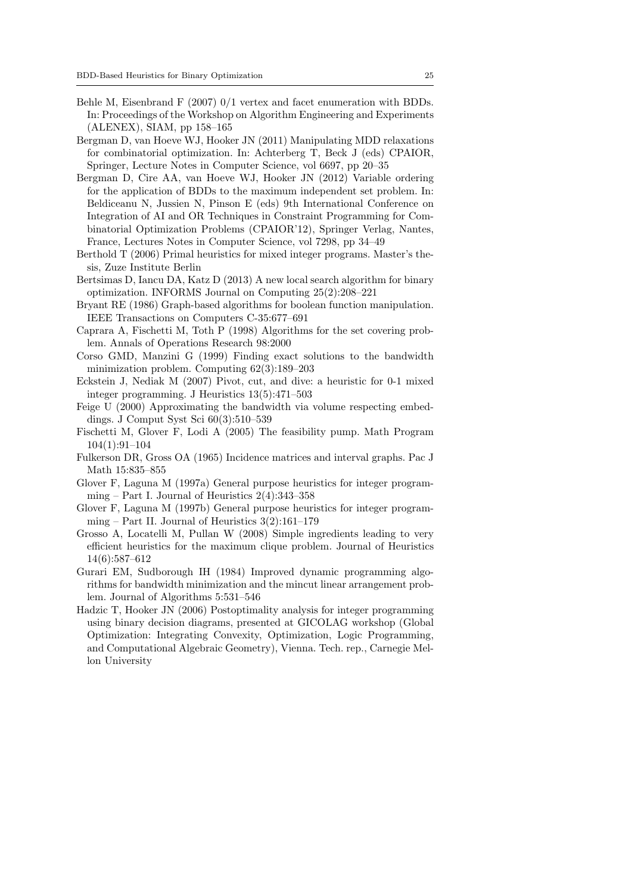Behle M, Eisenbrand F (2007) 0/1 vertex and facet enumeration with BDDs. In: Proceedings of the Workshop on Algorithm Engineering and Experiments (ALENEX), SIAM, pp 158–165

Bergman D, van Hoeve WJ, Hooker JN (2011) Manipulating MDD relaxations for combinatorial optimization. In: Achterberg T, Beck J (eds) CPAIOR, Springer, Lecture Notes in Computer Science, vol 6697, pp 20–35

Bergman D, Cire AA, van Hoeve WJ, Hooker JN (2012) Variable ordering for the application of BDDs to the maximum independent set problem. In: Beldiceanu N, Jussien N, Pinson E (eds) 9th International Conference on Integration of AI and OR Techniques in Constraint Programming for Combinatorial Optimization Problems (CPAIOR'12), Springer Verlag, Nantes, France, Lectures Notes in Computer Science, vol 7298, pp 34–49

Berthold T (2006) Primal heuristics for mixed integer programs. Master's thesis, Zuze Institute Berlin

Bertsimas D, Iancu DA, Katz D (2013) A new local search algorithm for binary optimization. INFORMS Journal on Computing 25(2):208–221

Bryant RE (1986) Graph-based algorithms for boolean function manipulation. IEEE Transactions on Computers C-35:677–691

Caprara A, Fischetti M, Toth P (1998) Algorithms for the set covering problem. Annals of Operations Research 98:2000

Corso GMD, Manzini G (1999) Finding exact solutions to the bandwidth minimization problem. Computing 62(3):189–203

Eckstein J, Nediak M (2007) Pivot, cut, and dive: a heuristic for 0-1 mixed integer programming. J Heuristics 13(5):471–503

Feige U (2000) Approximating the bandwidth via volume respecting embeddings. J Comput Syst Sci 60(3):510–539

Fischetti M, Glover F, Lodi A (2005) The feasibility pump. Math Program 104(1):91–104

Fulkerson DR, Gross OA (1965) Incidence matrices and interval graphs. Pac J Math 15:835–855

Glover F, Laguna M (1997a) General purpose heuristics for integer programming – Part I. Journal of Heuristics 2(4):343–358

Glover F, Laguna M (1997b) General purpose heuristics for integer programming – Part II. Journal of Heuristics 3(2):161–179

Grosso A, Locatelli M, Pullan W (2008) Simple ingredients leading to very efficient heuristics for the maximum clique problem. Journal of Heuristics 14(6):587–612

Gurari EM, Sudborough IH (1984) Improved dynamic programming algorithms for bandwidth minimization and the mincut linear arrangement problem. Journal of Algorithms 5:531–546

Hadzic T, Hooker JN (2006) Postoptimality analysis for integer programming using binary decision diagrams, presented at GICOLAG workshop (Global Optimization: Integrating Convexity, Optimization, Logic Programming, and Computational Algebraic Geometry), Vienna. Tech. rep., Carnegie Mellon University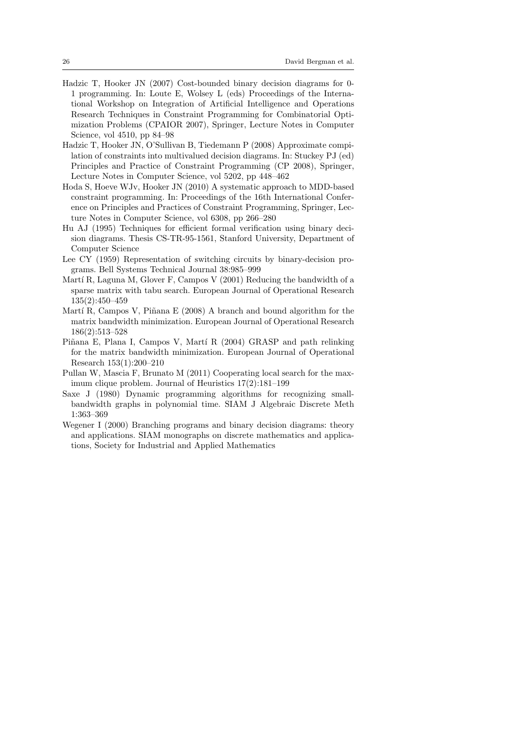Hadzic T, Hooker JN (2007) Cost-bounded binary decision diagrams for 0-1 programming. In: Loute E, Wolsey L (eds) Proceedings of the International Workshop on Integration of Artificial Intelligence and Operations Research Techniques in Constraint Programming for Combinatorial Optimization Problems (CPAIOR 2007), Springer, Lecture Notes in Computer Science, vol 4510, pp 84–98

Hadzic T, Hooker JN, O'Sullivan B, Tiedemann P (2008) Approximate compilation of constraints into multivalued decision diagrams. In: Stuckey PJ (ed) Principles and Practice of Constraint Programming (CP 2008), Springer, Lecture Notes in Computer Science, vol 5202, pp 448–462

Hoda S, Hoeve WJv, Hooker JN (2010) A systematic approach to MDD-based constraint programming. In: Proceedings of the 16th International Conference on Principles and Practices of Constraint Programming, Springer, Lecture Notes in Computer Science, vol 6308, pp 266–280

Hu AJ (1995) Techniques for efficient formal verification using binary decision diagrams. Thesis CS-TR-95-1561, Stanford University, Department of Computer Science

Lee CY (1959) Representation of switching circuits by binary-decision programs. Bell Systems Technical Journal 38:985–999

Martí R, Laguna M, Glover F, Campos V (2001) Reducing the bandwidth of a sparse matrix with tabu search. European Journal of Operational Research 135(2):450–459

Martí R, Campos V, Piñana E (2008) A branch and bound algorithm for the matrix bandwidth minimization. European Journal of Operational Research 186(2):513–528

Piñana E, Plana I, Campos V, Martí R (2004) GRASP and path relinking for the matrix bandwidth minimization. European Journal of Operational Research 153(1):200–210

Pullan W, Mascia F, Brunato M (2011) Cooperating local search for the maximum clique problem. Journal of Heuristics 17(2):181–199

Saxe J (1980) Dynamic programming algorithms for recognizing small-bandwidth graphs in polynomial time. SIAM J Algebraic Discrete Meth 1:363–369

Wegener I (2000) Branching programs and binary decision diagrams: theory and applications. SIAM monographs on discrete mathematics and applications, Society for Industrial and Applied Mathematics